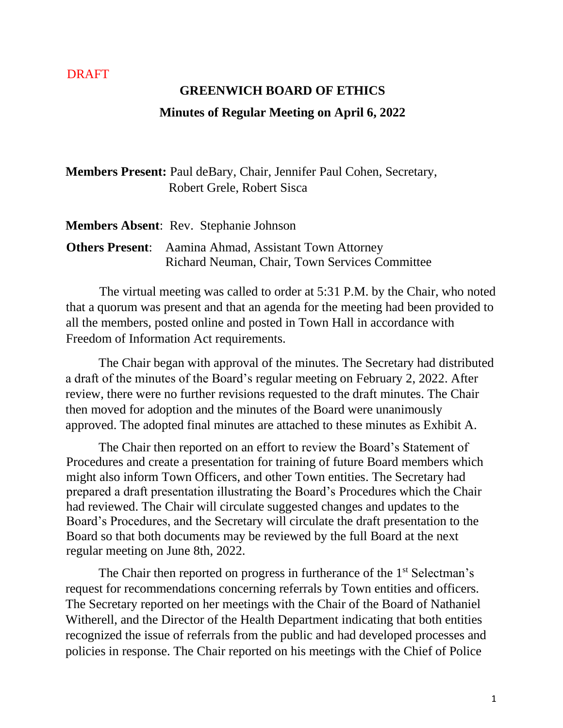DRAFT

# GREENWICH BOARD OF ETHICS

## Minutes of Regular Meeting on April 6, 2022

**Members Present:** Paul deBary, Chair, Jennifer Paul Cohen, Secretary, Robert Grele, Robert Sisca

**Members Absent**: Rev. Stephanie Johnson

**Others Present**: Aamina Ahmad, Assistant Town Attorney
Richard Neuman, Chair, Town Services Committee

The virtual meeting was called to order at 5:31 P.M. by the Chair, who noted that a quorum was present and that an agenda for the meeting had been provided to all the members, posted online and posted in Town Hall in accordance with Freedom of Information Act requirements.

The Chair began with approval of the minutes. The Secretary had distributed a draft of the minutes of the Board's regular meeting on February 2, 2022. After review, there were no further revisions requested to the draft minutes. The Chair then moved for adoption and the minutes of the Board were unanimously approved. The adopted final minutes are attached to these minutes as Exhibit A.

The Chair then reported on an effort to review the Board's Statement of Procedures and create a presentation for training of future Board members which might also inform Town Officers, and other Town entities. The Secretary had prepared a draft presentation illustrating the Board's Procedures which the Chair had reviewed. The Chair will circulate suggested changes and updates to the Board's Procedures, and the Secretary will circulate the draft presentation to the Board so that both documents may be reviewed by the full Board at the next regular meeting on June 8th, 2022.

The Chair then reported on progress in furtherance of the 1st Selectman's request for recommendations concerning referrals by Town entities and officers. The Secretary reported on her meetings with the Chair of the Board of Nathaniel Witherell, and the Director of the Health Department indicating that both entities recognized the issue of referrals from the public and had developed processes and policies in response. The Chair reported on his meetings with the Chief of Police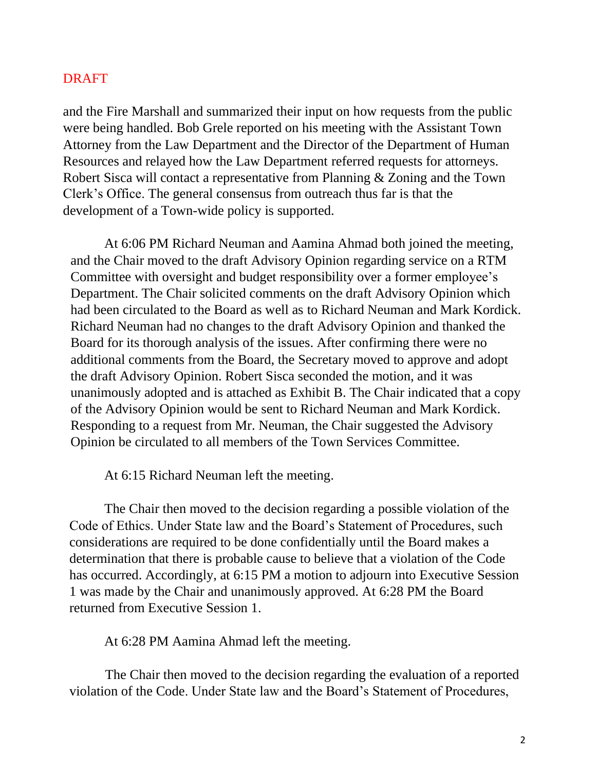DRAFT

and the Fire Marshall and summarized their input on how requests from the public were being handled. Bob Grele reported on his meeting with the Assistant Town Attorney from the Law Department and the Director of the Department of Human Resources and relayed how the Law Department referred requests for attorneys. Robert Sisca will contact a representative from Planning & Zoning and the Town Clerk's Office. The general consensus from outreach thus far is that the development of a Town-wide policy is supported.

At 6:06 PM Richard Neuman and Aamina Ahmad both joined the meeting, and the Chair moved to the draft Advisory Opinion regarding service on a RTM Committee with oversight and budget responsibility over a former employee's Department. The Chair solicited comments on the draft Advisory Opinion which had been circulated to the Board as well as to Richard Neuman and Mark Kordick. Richard Neuman had no changes to the draft Advisory Opinion and thanked the Board for its thorough analysis of the issues. After confirming there were no additional comments from the Board, the Secretary moved to approve and adopt the draft Advisory Opinion. Robert Sisca seconded the motion, and it was unanimously adopted and is attached as Exhibit B. The Chair indicated that a copy of the Advisory Opinion would be sent to Richard Neuman and Mark Kordick. Responding to a request from Mr. Neuman, the Chair suggested the Advisory Opinion be circulated to all members of the Town Services Committee.

At 6:15 Richard Neuman left the meeting.

The Chair then moved to the decision regarding a possible violation of the Code of Ethics. Under State law and the Board's Statement of Procedures, such considerations are required to be done confidentially until the Board makes a determination that there is probable cause to believe that a violation of the Code has occurred. Accordingly, at 6:15 PM a motion to adjourn into Executive Session 1 was made by the Chair and unanimously approved. At 6:28 PM the Board returned from Executive Session 1.

At 6:28 PM Aamina Ahmad left the meeting.

The Chair then moved to the decision regarding the evaluation of a reported violation of the Code. Under State law and the Board's Statement of Procedures,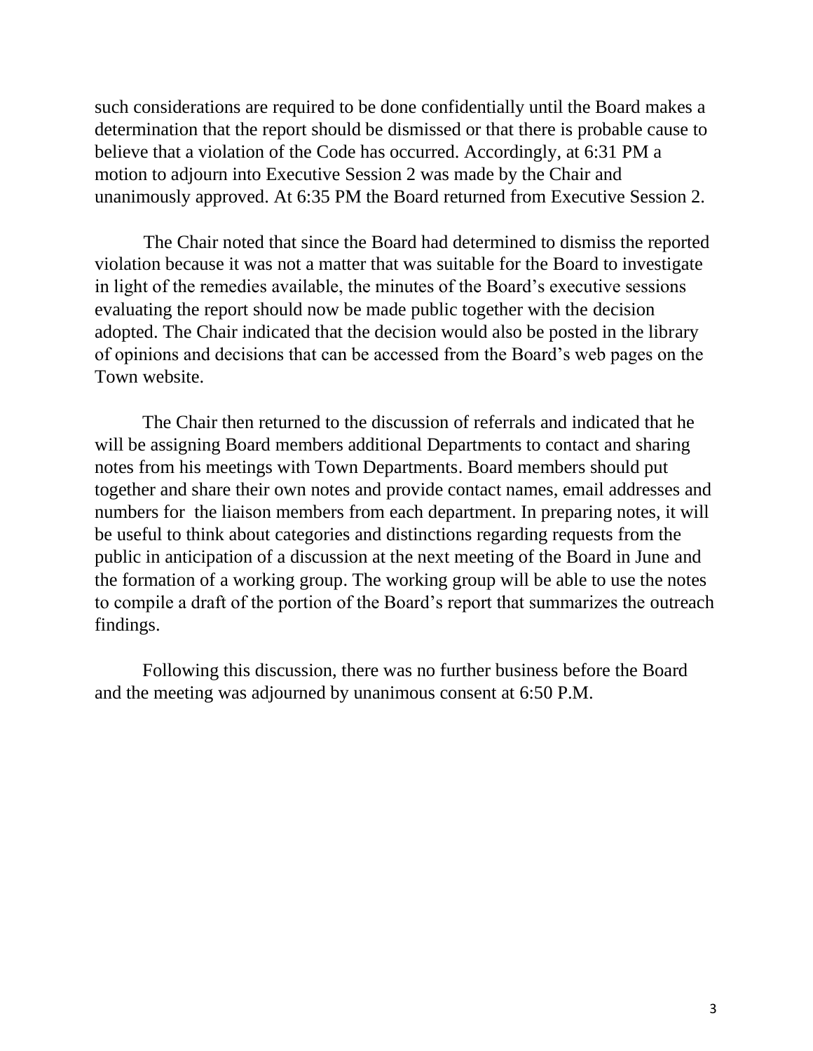such considerations are required to be done confidentially until the Board makes a determination that the report should be dismissed or that there is probable cause to believe that a violation of the Code has occurred. Accordingly, at 6:31 PM a motion to adjourn into Executive Session 2 was made by the Chair and unanimously approved. At 6:35 PM the Board returned from Executive Session 2.

The Chair noted that since the Board had determined to dismiss the reported violation because it was not a matter that was suitable for the Board to investigate in light of the remedies available, the minutes of the Board's executive sessions evaluating the report should now be made public together with the decision adopted. The Chair indicated that the decision would also be posted in the library of opinions and decisions that can be accessed from the Board's web pages on the Town website.

The Chair then returned to the discussion of referrals and indicated that he will be assigning Board members additional Departments to contact and sharing notes from his meetings with Town Departments. Board members should put together and share their own notes and provide contact names, email addresses and numbers for the liaison members from each department. In preparing notes, it will be useful to think about categories and distinctions regarding requests from the public in anticipation of a discussion at the next meeting of the Board in June and the formation of a working group. The working group will be able to use the notes to compile a draft of the portion of the Board's report that summarizes the outreach findings.

Following this discussion, there was no further business before the Board and the meeting was adjourned by unanimous consent at 6:50 P.M.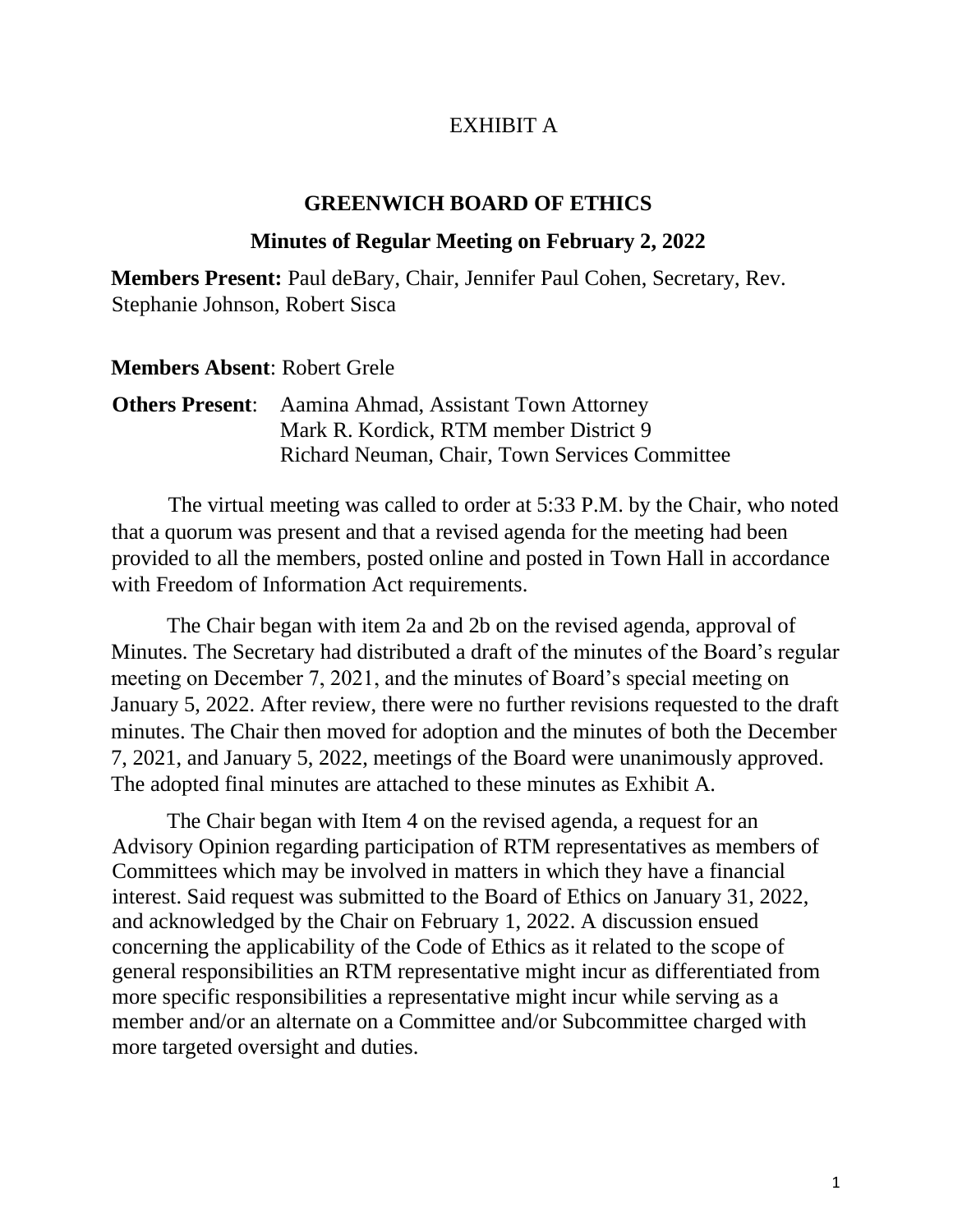EXHIBIT A

## GREENWICH BOARD OF ETHICS

### Minutes of Regular Meeting on February 2, 2022

**Members Present:** Paul deBary, Chair, Jennifer Paul Cohen, Secretary, Rev. Stephanie Johnson, Robert Sisca

**Members Absent**: Robert Grele

**Others Present**: Aamina Ahmad, Assistant Town Attorney
Mark R. Kordick, RTM member District 9
Richard Neuman, Chair, Town Services Committee

The virtual meeting was called to order at 5:33 P.M. by the Chair, who noted that a quorum was present and that a revised agenda for the meeting had been provided to all the members, posted online and posted in Town Hall in accordance with Freedom of Information Act requirements.

The Chair began with item 2a and 2b on the revised agenda, approval of Minutes. The Secretary had distributed a draft of the minutes of the Board's regular meeting on December 7, 2021, and the minutes of Board's special meeting on January 5, 2022. After review, there were no further revisions requested to the draft minutes. The Chair then moved for adoption and the minutes of both the December 7, 2021, and January 5, 2022, meetings of the Board were unanimously approved. The adopted final minutes are attached to these minutes as Exhibit A.

The Chair began with Item 4 on the revised agenda, a request for an Advisory Opinion regarding participation of RTM representatives as members of Committees which may be involved in matters in which they have a financial interest. Said request was submitted to the Board of Ethics on January 31, 2022, and acknowledged by the Chair on February 1, 2022. A discussion ensued concerning the applicability of the Code of Ethics as it related to the scope of general responsibilities an RTM representative might incur as differentiated from more specific responsibilities a representative might incur while serving as a member and/or an alternate on a Committee and/or Subcommittee charged with more targeted oversight and duties.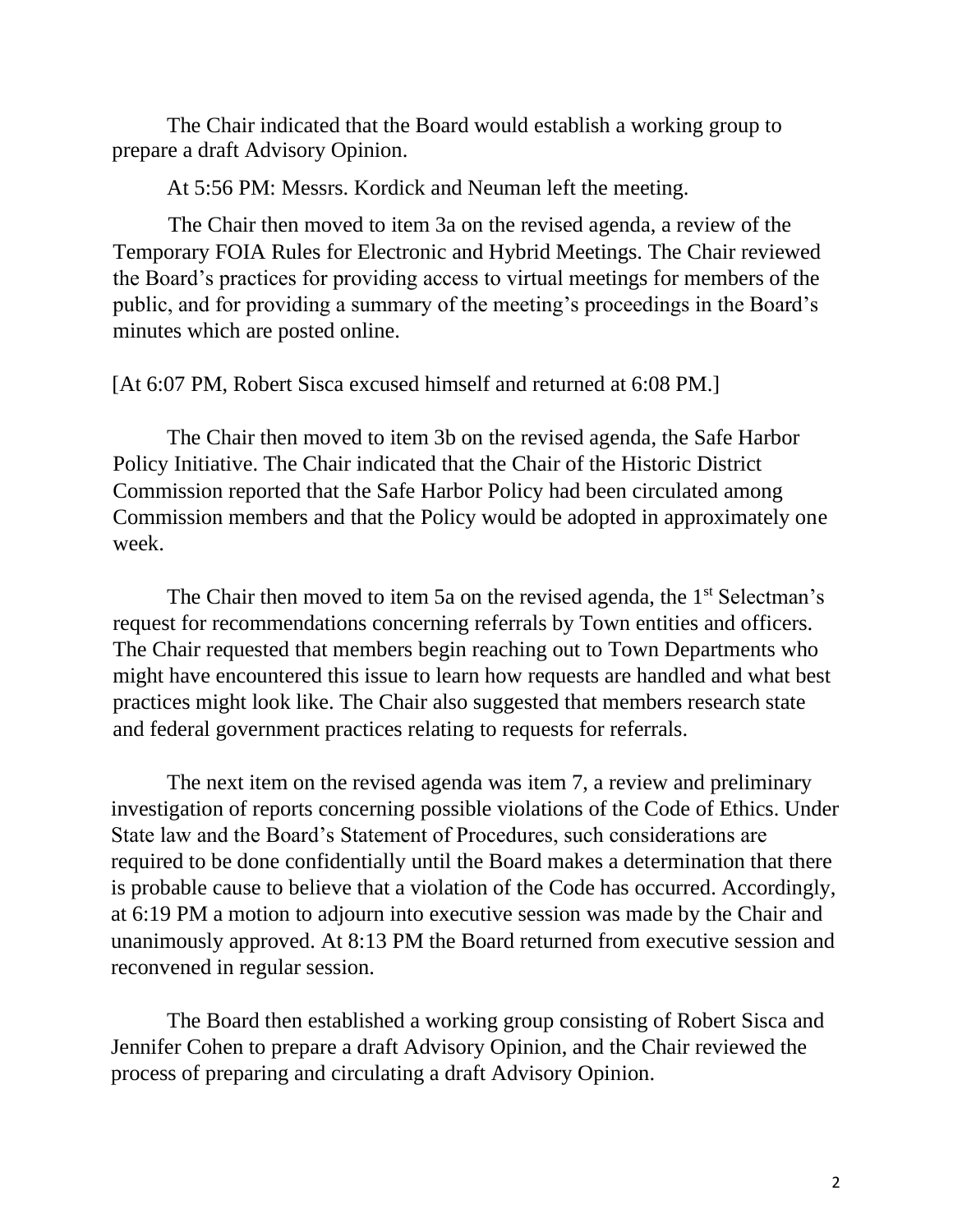The Chair indicated that the Board would establish a working group to prepare a draft Advisory Opinion.

At 5:56 PM: Messrs. Kordick and Neuman left the meeting.

The Chair then moved to item 3a on the revised agenda, a review of the Temporary FOIA Rules for Electronic and Hybrid Meetings. The Chair reviewed the Board's practices for providing access to virtual meetings for members of the public, and for providing a summary of the meeting's proceedings in the Board's minutes which are posted online.

[At 6:07 PM, Robert Sisca excused himself and returned at 6:08 PM.]

The Chair then moved to item 3b on the revised agenda, the Safe Harbor Policy Initiative. The Chair indicated that the Chair of the Historic District Commission reported that the Safe Harbor Policy had been circulated among Commission members and that the Policy would be adopted in approximately one week.

The Chair then moved to item 5a on the revised agenda, the 1st Selectman's request for recommendations concerning referrals by Town entities and officers. The Chair requested that members begin reaching out to Town Departments who might have encountered this issue to learn how requests are handled and what best practices might look like. The Chair also suggested that members research state and federal government practices relating to requests for referrals.

The next item on the revised agenda was item 7, a review and preliminary investigation of reports concerning possible violations of the Code of Ethics. Under State law and the Board's Statement of Procedures, such considerations are required to be done confidentially until the Board makes a determination that there is probable cause to believe that a violation of the Code has occurred. Accordingly, at 6:19 PM a motion to adjourn into executive session was made by the Chair and unanimously approved. At 8:13 PM the Board returned from executive session and reconvened in regular session.

The Board then established a working group consisting of Robert Sisca and Jennifer Cohen to prepare a draft Advisory Opinion, and the Chair reviewed the process of preparing and circulating a draft Advisory Opinion.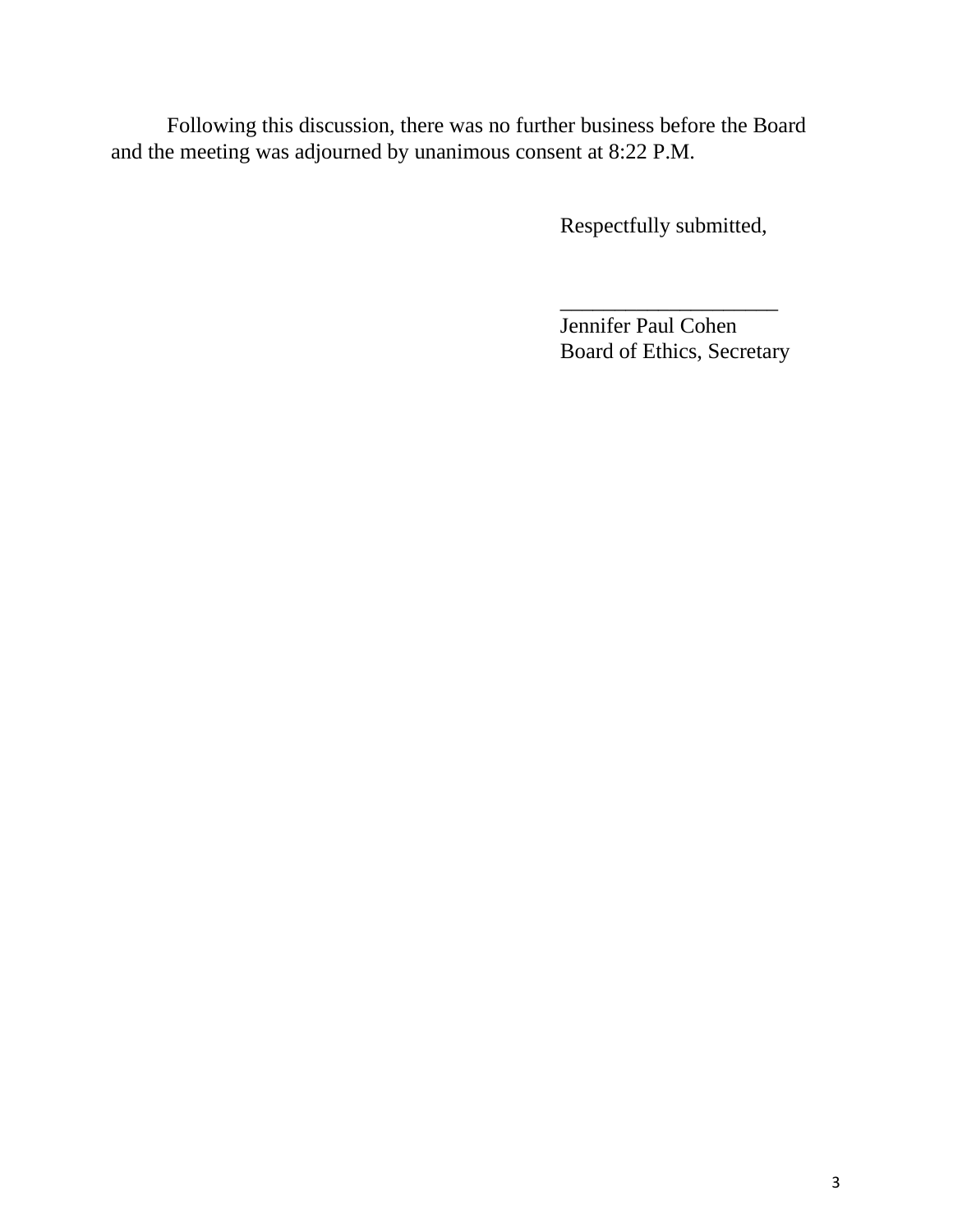Following this discussion, there was no further business before the Board and the meeting was adjourned by unanimous consent at 8:22 P.M.

Respectfully submitted,

____________________
Jennifer Paul Cohen
Board of Ethics, Secretary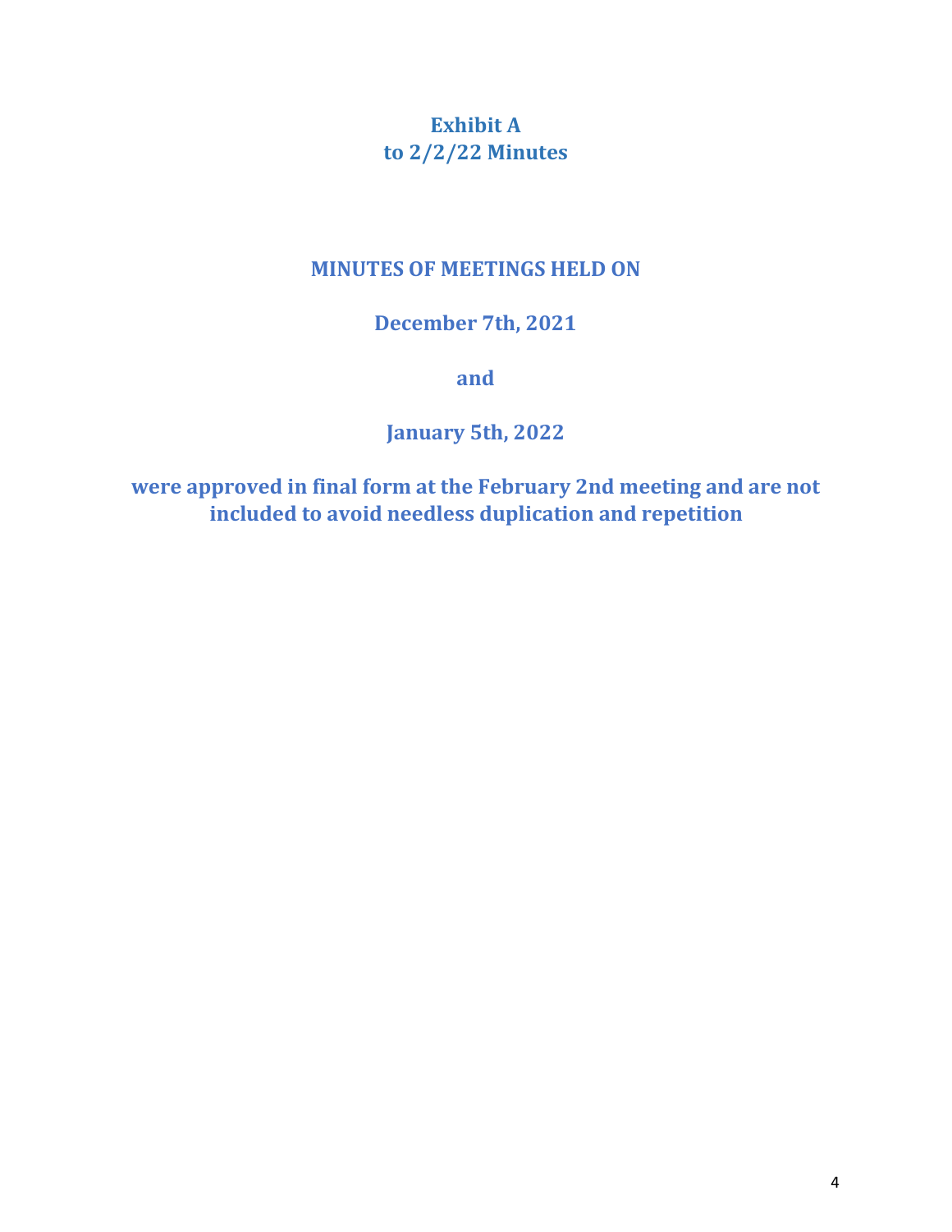# Exhibit A
# to 2/2/22 Minutes

## MINUTES OF MEETINGS HELD ON

## December 7th, 2021

## and

## January 5th, 2022

## were approved in final form at the February 2nd meeting and are not included to avoid needless duplication and repetition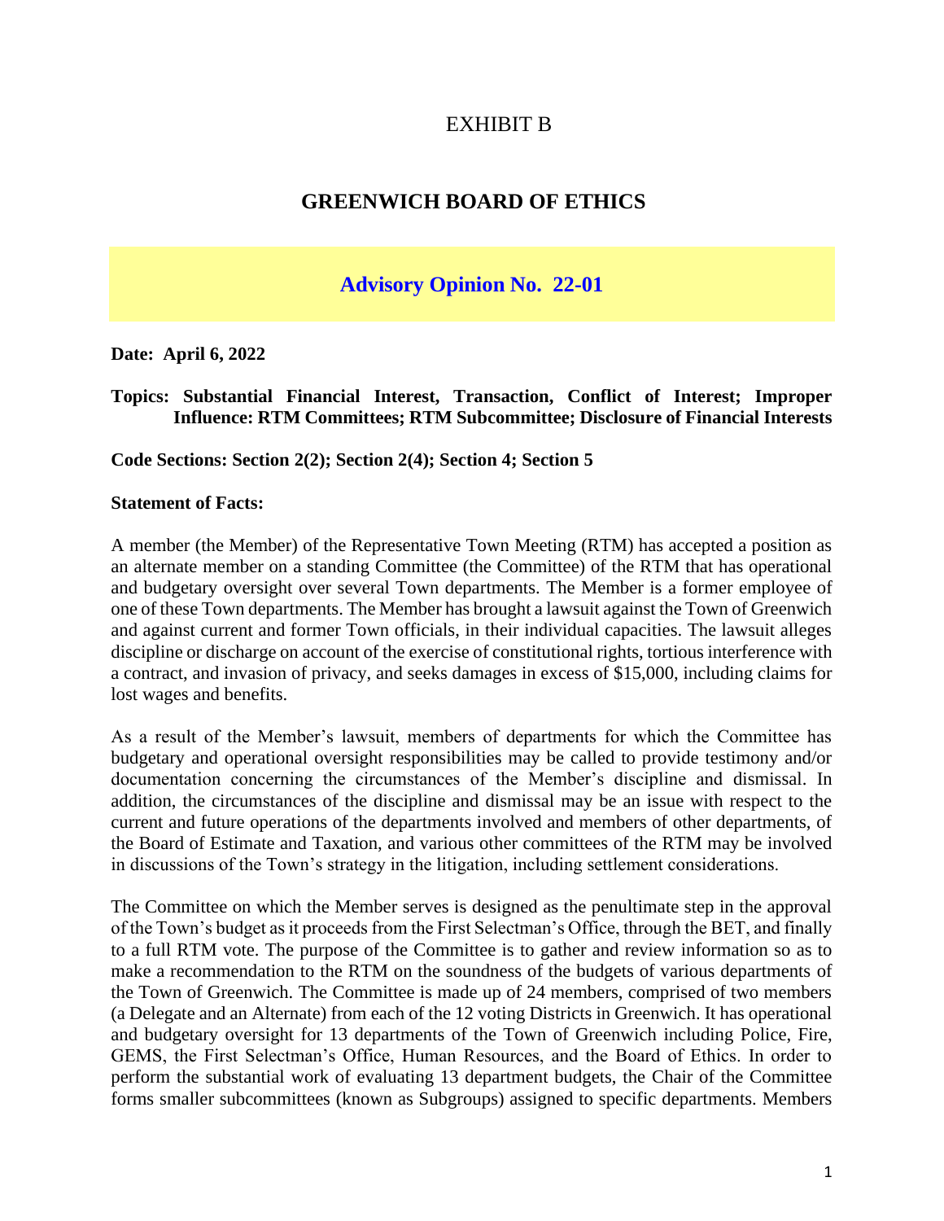# EXHIBIT B

## GREENWICH BOARD OF ETHICS

### Advisory Opinion No. 22-01

**Date: April 6, 2022**

**Topics: Substantial Financial Interest, Transaction, Conflict of Interest; Improper Influence: RTM Committees; RTM Subcommittee; Disclosure of Financial Interests**

**Code Sections: Section 2(2); Section 2(4); Section 4; Section 5**

**Statement of Facts:**

A member (the Member) of the Representative Town Meeting (RTM) has accepted a position as an alternate member on a standing Committee (the Committee) of the RTM that has operational and budgetary oversight over several Town departments. The Member is a former employee of one of these Town departments. The Member has brought a lawsuit against the Town of Greenwich and against current and former Town officials, in their individual capacities. The lawsuit alleges discipline or discharge on account of the exercise of constitutional rights, tortious interference with a contract, and invasion of privacy, and seeks damages in excess of $15,000, including claims for lost wages and benefits.

As a result of the Member's lawsuit, members of departments for which the Committee has budgetary and operational oversight responsibilities may be called to provide testimony and/or documentation concerning the circumstances of the Member's discipline and dismissal. In addition, the circumstances of the discipline and dismissal may be an issue with respect to the current and future operations of the departments involved and members of other departments, of the Board of Estimate and Taxation, and various other committees of the RTM may be involved in discussions of the Town's strategy in the litigation, including settlement considerations.

The Committee on which the Member serves is designed as the penultimate step in the approval of the Town's budget as it proceeds from the First Selectman's Office, through the BET, and finally to a full RTM vote. The purpose of the Committee is to gather and review information so as to make a recommendation to the RTM on the soundness of the budgets of various departments of the Town of Greenwich. The Committee is made up of 24 members, comprised of two members (a Delegate and an Alternate) from each of the 12 voting Districts in Greenwich. It has operational and budgetary oversight for 13 departments of the Town of Greenwich including Police, Fire, GEMS, the First Selectman's Office, Human Resources, and the Board of Ethics. In order to perform the substantial work of evaluating 13 department budgets, the Chair of the Committee forms smaller subcommittees (known as Subgroups) assigned to specific departments. Members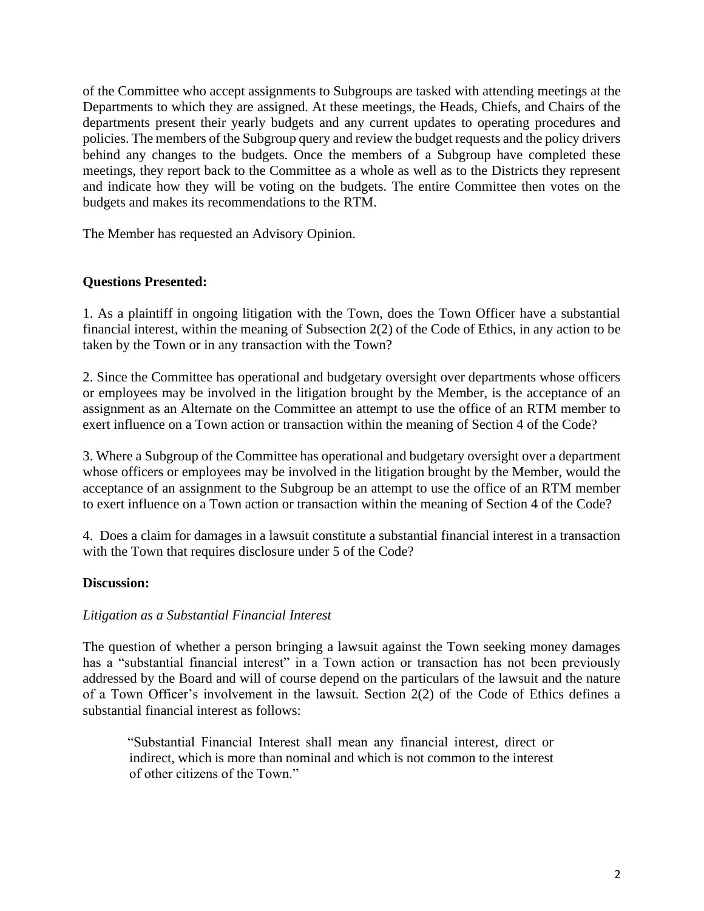of the Committee who accept assignments to Subgroups are tasked with attending meetings at the Departments to which they are assigned. At these meetings, the Heads, Chiefs, and Chairs of the departments present their yearly budgets and any current updates to operating procedures and policies. The members of the Subgroup query and review the budget requests and the policy drivers behind any changes to the budgets. Once the members of a Subgroup have completed these meetings, they report back to the Committee as a whole as well as to the Districts they represent and indicate how they will be voting on the budgets. The entire Committee then votes on the budgets and makes its recommendations to the RTM.

The Member has requested an Advisory Opinion.

**Questions Presented:**

1. As a plaintiff in ongoing litigation with the Town, does the Town Officer have a substantial financial interest, within the meaning of Subsection 2(2) of the Code of Ethics, in any action to be taken by the Town or in any transaction with the Town?

2. Since the Committee has operational and budgetary oversight over departments whose officers or employees may be involved in the litigation brought by the Member, is the acceptance of an assignment as an Alternate on the Committee an attempt to use the office of an RTM member to exert influence on a Town action or transaction within the meaning of Section 4 of the Code?

3. Where a Subgroup of the Committee has operational and budgetary oversight over a department whose officers or employees may be involved in the litigation brought by the Member, would the acceptance of an assignment to the Subgroup be an attempt to use the office of an RTM member to exert influence on a Town action or transaction within the meaning of Section 4 of the Code?

4. Does a claim for damages in a lawsuit constitute a substantial financial interest in a transaction with the Town that requires disclosure under 5 of the Code?

**Discussion:**

*Litigation as a Substantial Financial Interest*

The question of whether a person bringing a lawsuit against the Town seeking money damages has a "substantial financial interest" in a Town action or transaction has not been previously addressed by the Board and will of course depend on the particulars of the lawsuit and the nature of a Town Officer's involvement in the lawsuit. Section 2(2) of the Code of Ethics defines a substantial financial interest as follows:

> "Substantial Financial Interest shall mean any financial interest, direct or indirect, which is more than nominal and which is not common to the interest of other citizens of the Town."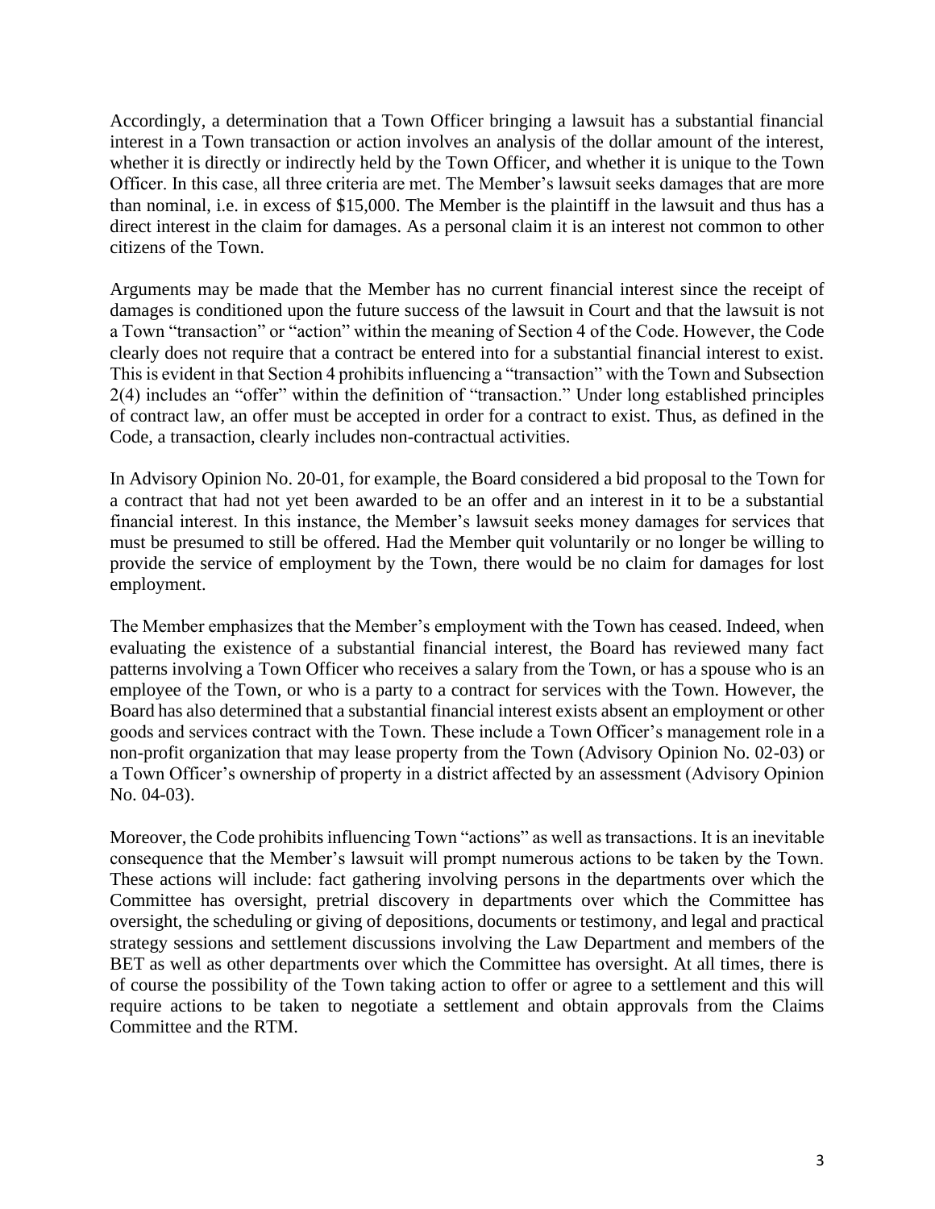Accordingly, a determination that a Town Officer bringing a lawsuit has a substantial financial interest in a Town transaction or action involves an analysis of the dollar amount of the interest, whether it is directly or indirectly held by the Town Officer, and whether it is unique to the Town Officer. In this case, all three criteria are met. The Member's lawsuit seeks damages that are more than nominal, i.e. in excess of $15,000. The Member is the plaintiff in the lawsuit and thus has a direct interest in the claim for damages. As a personal claim it is an interest not common to other citizens of the Town.

Arguments may be made that the Member has no current financial interest since the receipt of damages is conditioned upon the future success of the lawsuit in Court and that the lawsuit is not a Town "transaction" or "action" within the meaning of Section 4 of the Code. However, the Code clearly does not require that a contract be entered into for a substantial financial interest to exist. This is evident in that Section 4 prohibits influencing a "transaction" with the Town and Subsection 2(4) includes an "offer" within the definition of "transaction." Under long established principles of contract law, an offer must be accepted in order for a contract to exist. Thus, as defined in the Code, a transaction, clearly includes non-contractual activities.

In Advisory Opinion No. 20-01, for example, the Board considered a bid proposal to the Town for a contract that had not yet been awarded to be an offer and an interest in it to be a substantial financial interest. In this instance, the Member's lawsuit seeks money damages for services that must be presumed to still be offered. Had the Member quit voluntarily or no longer be willing to provide the service of employment by the Town, there would be no claim for damages for lost employment.

The Member emphasizes that the Member's employment with the Town has ceased. Indeed, when evaluating the existence of a substantial financial interest, the Board has reviewed many fact patterns involving a Town Officer who receives a salary from the Town, or has a spouse who is an employee of the Town, or who is a party to a contract for services with the Town. However, the Board has also determined that a substantial financial interest exists absent an employment or other goods and services contract with the Town. These include a Town Officer's management role in a non-profit organization that may lease property from the Town (Advisory Opinion No. 02-03) or a Town Officer's ownership of property in a district affected by an assessment (Advisory Opinion No. 04-03).

Moreover, the Code prohibits influencing Town "actions" as well as transactions. It is an inevitable consequence that the Member's lawsuit will prompt numerous actions to be taken by the Town. These actions will include: fact gathering involving persons in the departments over which the Committee has oversight, pretrial discovery in departments over which the Committee has oversight, the scheduling or giving of depositions, documents or testimony, and legal and practical strategy sessions and settlement discussions involving the Law Department and members of the BET as well as other departments over which the Committee has oversight. At all times, there is of course the possibility of the Town taking action to offer or agree to a settlement and this will require actions to be taken to negotiate a settlement and obtain approvals from the Claims Committee and the RTM.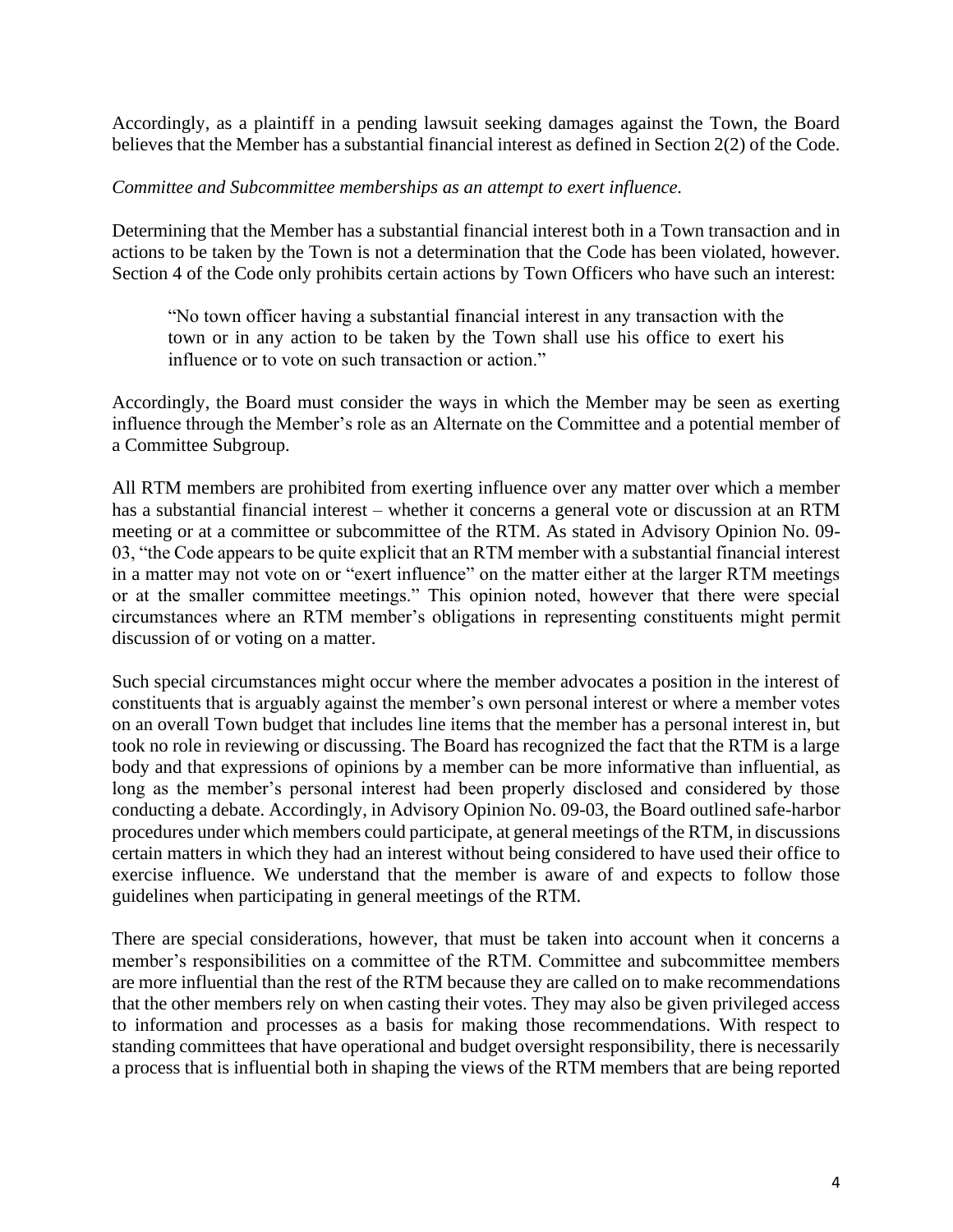Accordingly, as a plaintiff in a pending lawsuit seeking damages against the Town, the Board believes that the Member has a substantial financial interest as defined in Section 2(2) of the Code.

*Committee and Subcommittee memberships as an attempt to exert influence.*

Determining that the Member has a substantial financial interest both in a Town transaction and in actions to be taken by the Town is not a determination that the Code has been violated, however. Section 4 of the Code only prohibits certain actions by Town Officers who have such an interest:

> "No town officer having a substantial financial interest in any transaction with the town or in any action to be taken by the Town shall use his office to exert his influence or to vote on such transaction or action."

Accordingly, the Board must consider the ways in which the Member may be seen as exerting influence through the Member's role as an Alternate on the Committee and a potential member of a Committee Subgroup.

All RTM members are prohibited from exerting influence over any matter over which a member has a substantial financial interest – whether it concerns a general vote or discussion at an RTM meeting or at a committee or subcommittee of the RTM. As stated in Advisory Opinion No. 09-03, "the Code appears to be quite explicit that an RTM member with a substantial financial interest in a matter may not vote on or "exert influence" on the matter either at the larger RTM meetings or at the smaller committee meetings." This opinion noted, however that there were special circumstances where an RTM member's obligations in representing constituents might permit discussion of or voting on a matter.

Such special circumstances might occur where the member advocates a position in the interest of constituents that is arguably against the member's own personal interest or where a member votes on an overall Town budget that includes line items that the member has a personal interest in, but took no role in reviewing or discussing. The Board has recognized the fact that the RTM is a large body and that expressions of opinions by a member can be more informative than influential, as long as the member's personal interest had been properly disclosed and considered by those conducting a debate. Accordingly, in Advisory Opinion No. 09-03, the Board outlined safe-harbor procedures under which members could participate, at general meetings of the RTM, in discussions certain matters in which they had an interest without being considered to have used their office to exercise influence. We understand that the member is aware of and expects to follow those guidelines when participating in general meetings of the RTM.

There are special considerations, however, that must be taken into account when it concerns a member's responsibilities on a committee of the RTM. Committee and subcommittee members are more influential than the rest of the RTM because they are called on to make recommendations that the other members rely on when casting their votes. They may also be given privileged access to information and processes as a basis for making those recommendations. With respect to standing committees that have operational and budget oversight responsibility, there is necessarily a process that is influential both in shaping the views of the RTM members that are being reported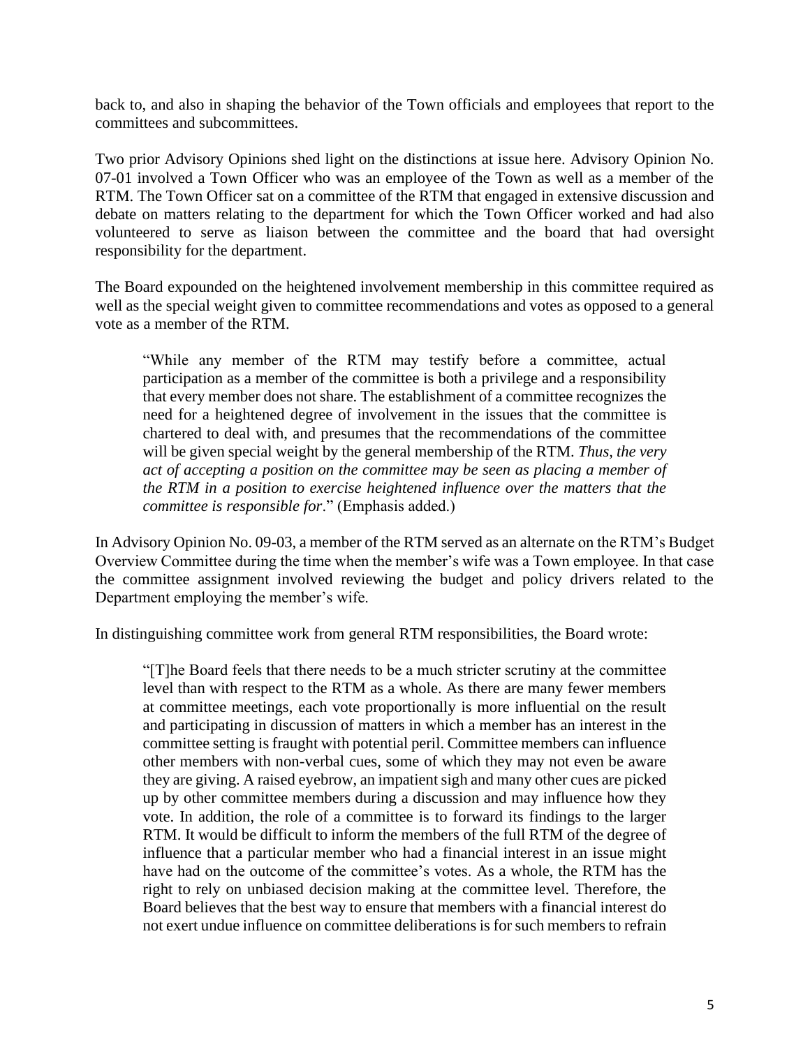back to, and also in shaping the behavior of the Town officials and employees that report to the committees and subcommittees.

Two prior Advisory Opinions shed light on the distinctions at issue here. Advisory Opinion No. 07-01 involved a Town Officer who was an employee of the Town as well as a member of the RTM. The Town Officer sat on a committee of the RTM that engaged in extensive discussion and debate on matters relating to the department for which the Town Officer worked and had also volunteered to serve as liaison between the committee and the board that had oversight responsibility for the department.

The Board expounded on the heightened involvement membership in this committee required as well as the special weight given to committee recommendations and votes as opposed to a general vote as a member of the RTM.

> "While any member of the RTM may testify before a committee, actual participation as a member of the committee is both a privilege and a responsibility that every member does not share. The establishment of a committee recognizes the need for a heightened degree of involvement in the issues that the committee is chartered to deal with, and presumes that the recommendations of the committee will be given special weight by the general membership of the RTM. *Thus, the very act of accepting a position on the committee may be seen as placing a member of the RTM in a position to exercise heightened influence over the matters that the committee is responsible for*." (Emphasis added.)

In Advisory Opinion No. 09-03, a member of the RTM served as an alternate on the RTM's Budget Overview Committee during the time when the member's wife was a Town employee. In that case the committee assignment involved reviewing the budget and policy drivers related to the Department employing the member's wife.

In distinguishing committee work from general RTM responsibilities, the Board wrote:

> "[T]he Board feels that there needs to be a much stricter scrutiny at the committee level than with respect to the RTM as a whole. As there are many fewer members at committee meetings, each vote proportionally is more influential on the result and participating in discussion of matters in which a member has an interest in the committee setting is fraught with potential peril. Committee members can influence other members with non-verbal cues, some of which they may not even be aware they are giving. A raised eyebrow, an impatient sigh and many other cues are picked up by other committee members during a discussion and may influence how they vote. In addition, the role of a committee is to forward its findings to the larger RTM. It would be difficult to inform the members of the full RTM of the degree of influence that a particular member who had a financial interest in an issue might have had on the outcome of the committee's votes. As a whole, the RTM has the right to rely on unbiased decision making at the committee level. Therefore, the Board believes that the best way to ensure that members with a financial interest do not exert undue influence on committee deliberations is for such members to refrain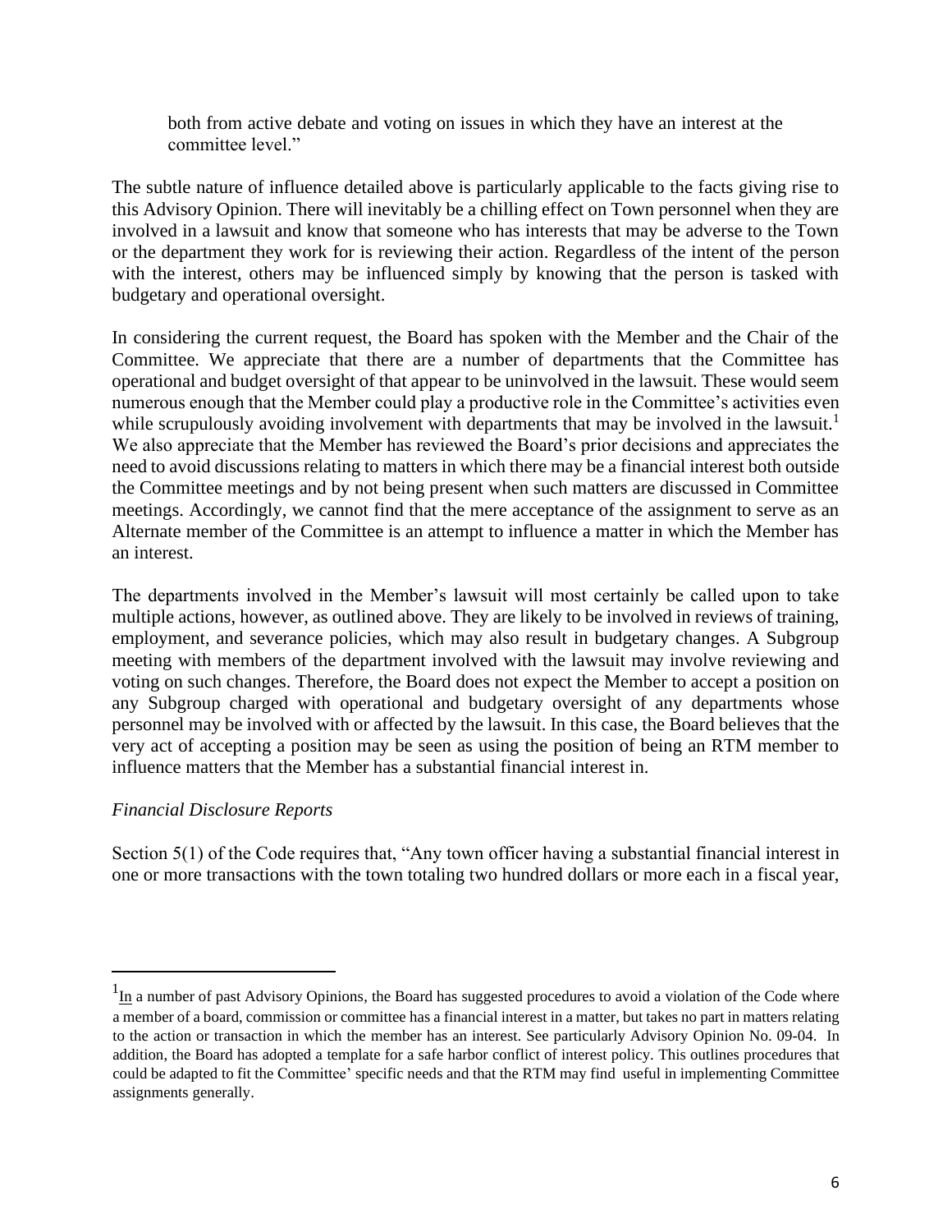both from active debate and voting on issues in which they have an interest at the committee level."

The subtle nature of influence detailed above is particularly applicable to the facts giving rise to this Advisory Opinion. There will inevitably be a chilling effect on Town personnel when they are involved in a lawsuit and know that someone who has interests that may be adverse to the Town or the department they work for is reviewing their action. Regardless of the intent of the person with the interest, others may be influenced simply by knowing that the person is tasked with budgetary and operational oversight.

In considering the current request, the Board has spoken with the Member and the Chair of the Committee. We appreciate that there are a number of departments that the Committee has operational and budget oversight of that appear to be uninvolved in the lawsuit. These would seem numerous enough that the Member could play a productive role in the Committee's activities even while scrupulously avoiding involvement with departments that may be involved in the lawsuit.[1] We also appreciate that the Member has reviewed the Board's prior decisions and appreciates the need to avoid discussions relating to matters in which there may be a financial interest both outside the Committee meetings and by not being present when such matters are discussed in Committee meetings. Accordingly, we cannot find that the mere acceptance of the assignment to serve as an Alternate member of the Committee is an attempt to influence a matter in which the Member has an interest.

The departments involved in the Member's lawsuit will most certainly be called upon to take multiple actions, however, as outlined above. They are likely to be involved in reviews of training, employment, and severance policies, which may also result in budgetary changes. A Subgroup meeting with members of the department involved with the lawsuit may involve reviewing and voting on such changes. Therefore, the Board does not expect the Member to accept a position on any Subgroup charged with operational and budgetary oversight of any departments whose personnel may be involved with or affected by the lawsuit. In this case, the Board believes that the very act of accepting a position may be seen as using the position of being an RTM member to influence matters that the Member has a substantial financial interest in.

*Financial Disclosure Reports*

Section 5(1) of the Code requires that, "Any town officer having a substantial financial interest in one or more transactions with the town totaling two hundred dollars or more each in a fiscal year,

---

[1] In a number of past Advisory Opinions, the Board has suggested procedures to avoid a violation of the Code where a member of a board, commission or committee has a financial interest in a matter, but takes no part in matters relating to the action or transaction in which the member has an interest. See particularly Advisory Opinion No. 09-04. In addition, the Board has adopted a template for a safe harbor conflict of interest policy. This outlines procedures that could be adapted to fit the Committee' specific needs and that the RTM may find useful in implementing Committee assignments generally.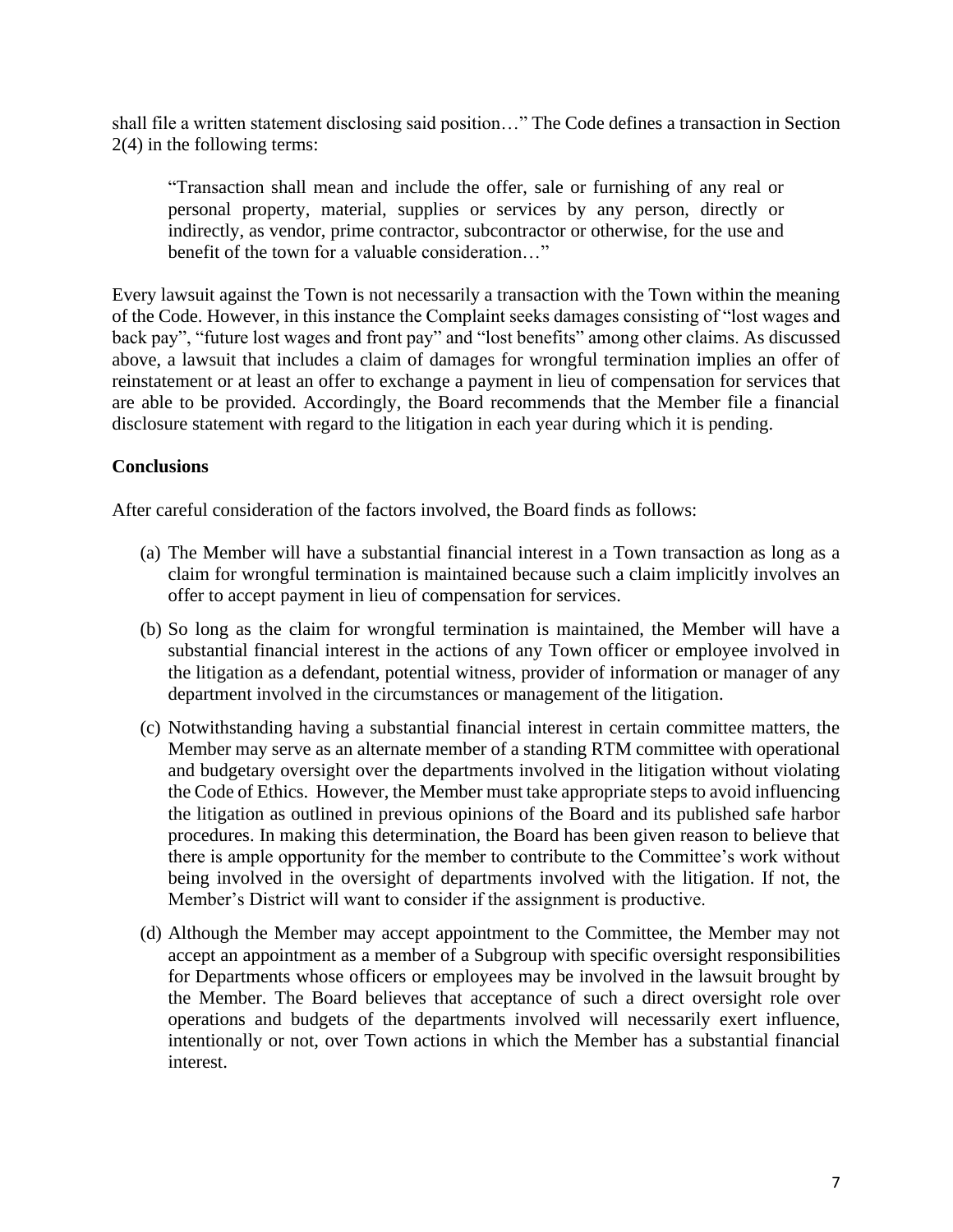shall file a written statement disclosing said position…" The Code defines a transaction in Section 2(4) in the following terms:

> "Transaction shall mean and include the offer, sale or furnishing of any real or personal property, material, supplies or services by any person, directly or indirectly, as vendor, prime contractor, subcontractor or otherwise, for the use and benefit of the town for a valuable consideration…"

Every lawsuit against the Town is not necessarily a transaction with the Town within the meaning of the Code. However, in this instance the Complaint seeks damages consisting of "lost wages and back pay", "future lost wages and front pay" and "lost benefits" among other claims. As discussed above, a lawsuit that includes a claim of damages for wrongful termination implies an offer of reinstatement or at least an offer to exchange a payment in lieu of compensation for services that are able to be provided. Accordingly, the Board recommends that the Member file a financial disclosure statement with regard to the litigation in each year during which it is pending.

**Conclusions**

After careful consideration of the factors involved, the Board finds as follows:

(a) The Member will have a substantial financial interest in a Town transaction as long as a claim for wrongful termination is maintained because such a claim implicitly involves an offer to accept payment in lieu of compensation for services.

(b) So long as the claim for wrongful termination is maintained, the Member will have a substantial financial interest in the actions of any Town officer or employee involved in the litigation as a defendant, potential witness, provider of information or manager of any department involved in the circumstances or management of the litigation.

(c) Notwithstanding having a substantial financial interest in certain committee matters, the Member may serve as an alternate member of a standing RTM committee with operational and budgetary oversight over the departments involved in the litigation without violating the Code of Ethics. However, the Member must take appropriate steps to avoid influencing the litigation as outlined in previous opinions of the Board and its published safe harbor procedures. In making this determination, the Board has been given reason to believe that there is ample opportunity for the member to contribute to the Committee's work without being involved in the oversight of departments involved with the litigation. If not, the Member's District will want to consider if the assignment is productive.

(d) Although the Member may accept appointment to the Committee, the Member may not accept an appointment as a member of a Subgroup with specific oversight responsibilities for Departments whose officers or employees may be involved in the lawsuit brought by the Member. The Board believes that acceptance of such a direct oversight role over operations and budgets of the departments involved will necessarily exert influence, intentionally or not, over Town actions in which the Member has a substantial financial interest.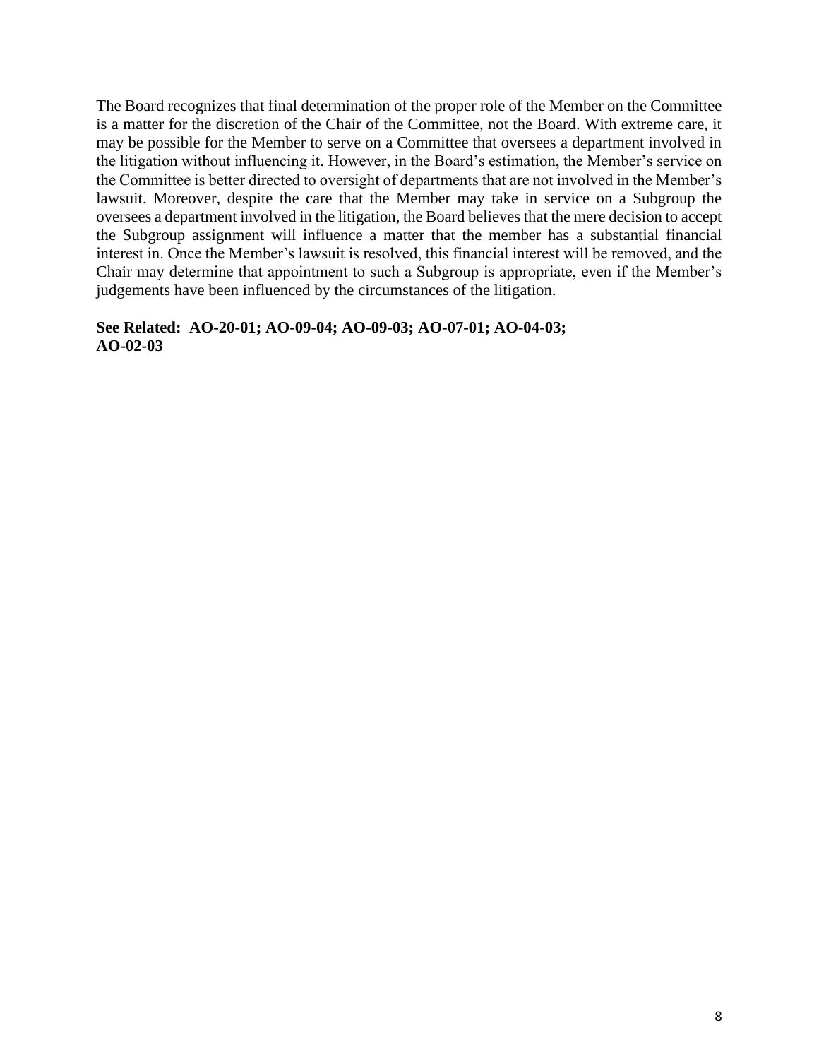The Board recognizes that final determination of the proper role of the Member on the Committee is a matter for the discretion of the Chair of the Committee, not the Board. With extreme care, it may be possible for the Member to serve on a Committee that oversees a department involved in the litigation without influencing it. However, in the Board's estimation, the Member's service on the Committee is better directed to oversight of departments that are not involved in the Member's lawsuit. Moreover, despite the care that the Member may take in service on a Subgroup the oversees a department involved in the litigation, the Board believes that the mere decision to accept the Subgroup assignment will influence a matter that the member has a substantial financial interest in. Once the Member's lawsuit is resolved, this financial interest will be removed, and the Chair may determine that appointment to such a Subgroup is appropriate, even if the Member's judgements have been influenced by the circumstances of the litigation.

**See Related: AO-20-01; AO-09-04; AO-09-03; AO-07-01; AO-04-03; AO-02-03**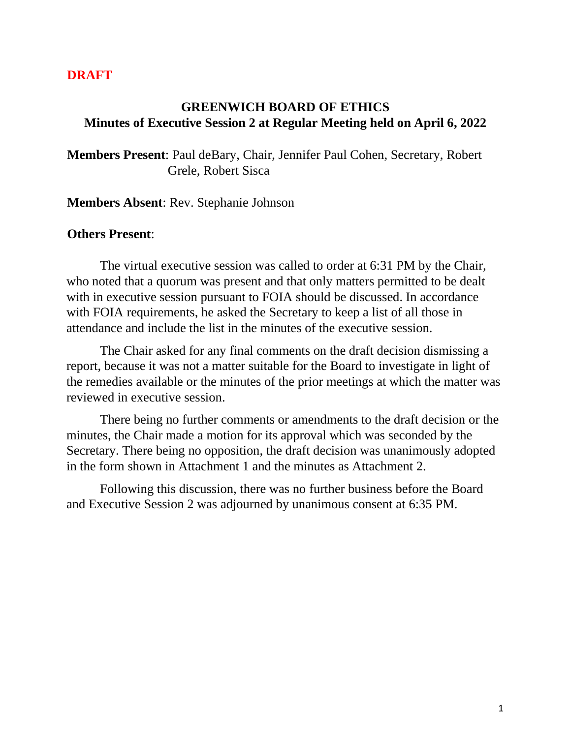**DRAFT**

# GREENWICH BOARD OF ETHICS
## Minutes of Executive Session 2 at Regular Meeting held on April 6, 2022

**Members Present**: Paul deBary, Chair, Jennifer Paul Cohen, Secretary, Robert Grele, Robert Sisca

**Members Absent**: Rev. Stephanie Johnson

**Others Present**:

The virtual executive session was called to order at 6:31 PM by the Chair, who noted that a quorum was present and that only matters permitted to be dealt with in executive session pursuant to FOIA should be discussed. In accordance with FOIA requirements, he asked the Secretary to keep a list of all those in attendance and include the list in the minutes of the executive session.

The Chair asked for any final comments on the draft decision dismissing a report, because it was not a matter suitable for the Board to investigate in light of the remedies available or the minutes of the prior meetings at which the matter was reviewed in executive session.

There being no further comments or amendments to the draft decision or the minutes, the Chair made a motion for its approval which was seconded by the Secretary. There being no opposition, the draft decision was unanimously adopted in the form shown in Attachment 1 and the minutes as Attachment 2.

Following this discussion, there was no further business before the Board and Executive Session 2 was adjourned by unanimous consent at 6:35 PM.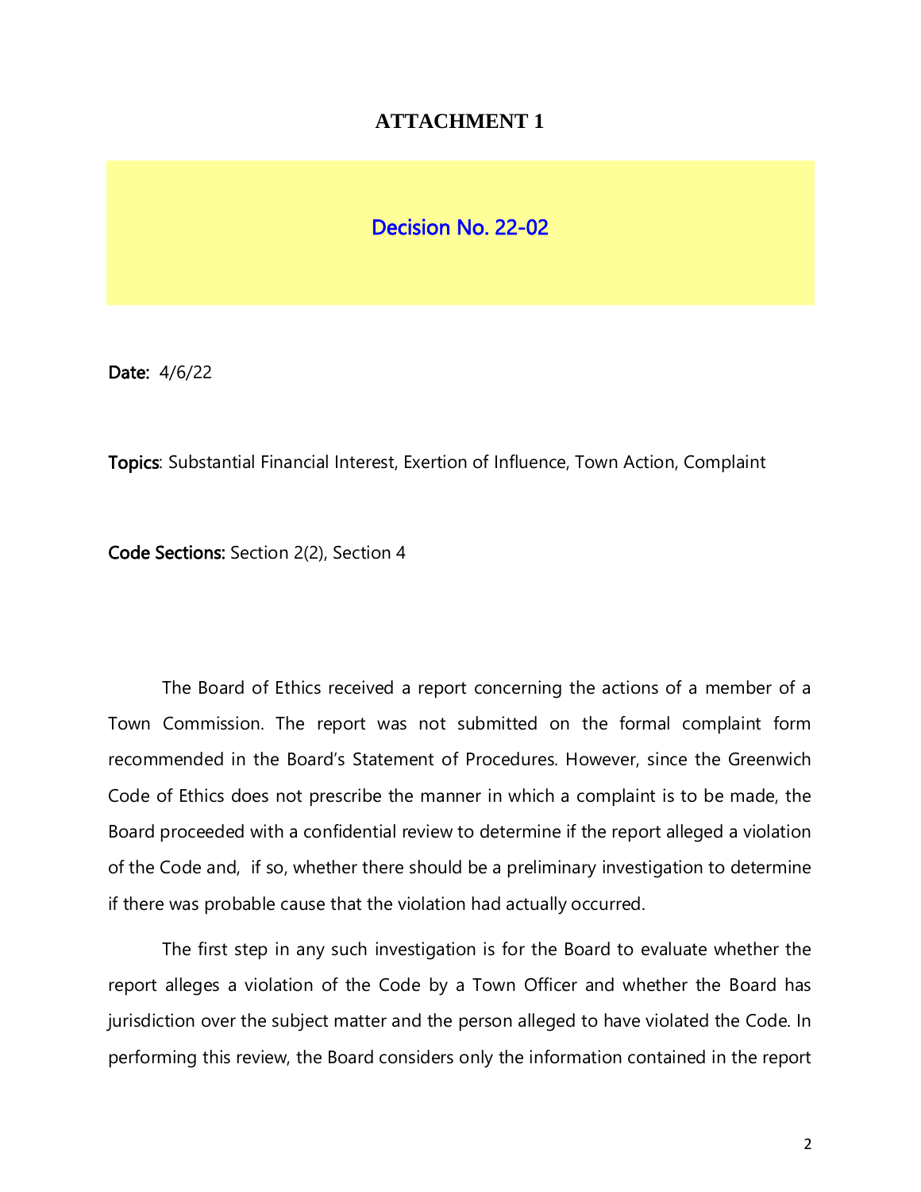# ATTACHMENT 1

## Decision No. 22-02

**Date:** 4/6/22

**Topics**: Substantial Financial Interest, Exertion of Influence, Town Action, Complaint

**Code Sections:** Section 2(2), Section 4

The Board of Ethics received a report concerning the actions of a member of a Town Commission. The report was not submitted on the formal complaint form recommended in the Board's Statement of Procedures. However, since the Greenwich Code of Ethics does not prescribe the manner in which a complaint is to be made, the Board proceeded with a confidential review to determine if the report alleged a violation of the Code and, if so, whether there should be a preliminary investigation to determine if there was probable cause that the violation had actually occurred.

The first step in any such investigation is for the Board to evaluate whether the report alleges a violation of the Code by a Town Officer and whether the Board has jurisdiction over the subject matter and the person alleged to have violated the Code. In performing this review, the Board considers only the information contained in the report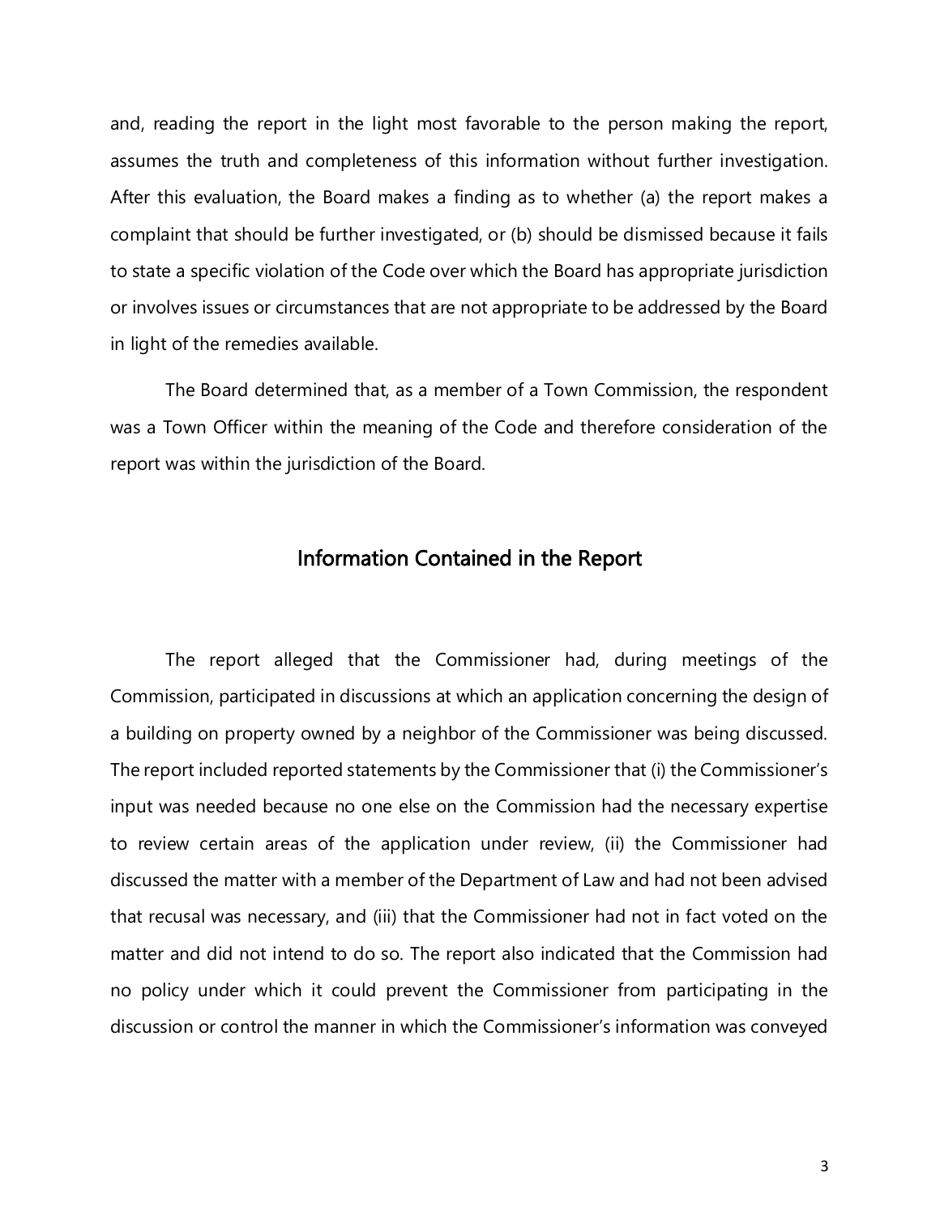and, reading the report in the light most favorable to the person making the report, assumes the truth and completeness of this information without further investigation. After this evaluation, the Board makes a finding as to whether (a) the report makes a complaint that should be further investigated, or (b) should be dismissed because it fails to state a specific violation of the Code over which the Board has appropriate jurisdiction or involves issues or circumstances that are not appropriate to be addressed by the Board in light of the remedies available.

The Board determined that, as a member of a Town Commission, the respondent was a Town Officer within the meaning of the Code and therefore consideration of the report was within the jurisdiction of the Board.

## Information Contained in the Report

The report alleged that the Commissioner had, during meetings of the Commission, participated in discussions at which an application concerning the design of a building on property owned by a neighbor of the Commissioner was being discussed. The report included reported statements by the Commissioner that (i) the Commissioner's input was needed because no one else on the Commission had the necessary expertise to review certain areas of the application under review, (ii) the Commissioner had discussed the matter with a member of the Department of Law and had not been advised that recusal was necessary, and (iii) that the Commissioner had not in fact voted on the matter and did not intend to do so. The report also indicated that the Commission had no policy under which it could prevent the Commissioner from participating in the discussion or control the manner in which the Commissioner's information was conveyed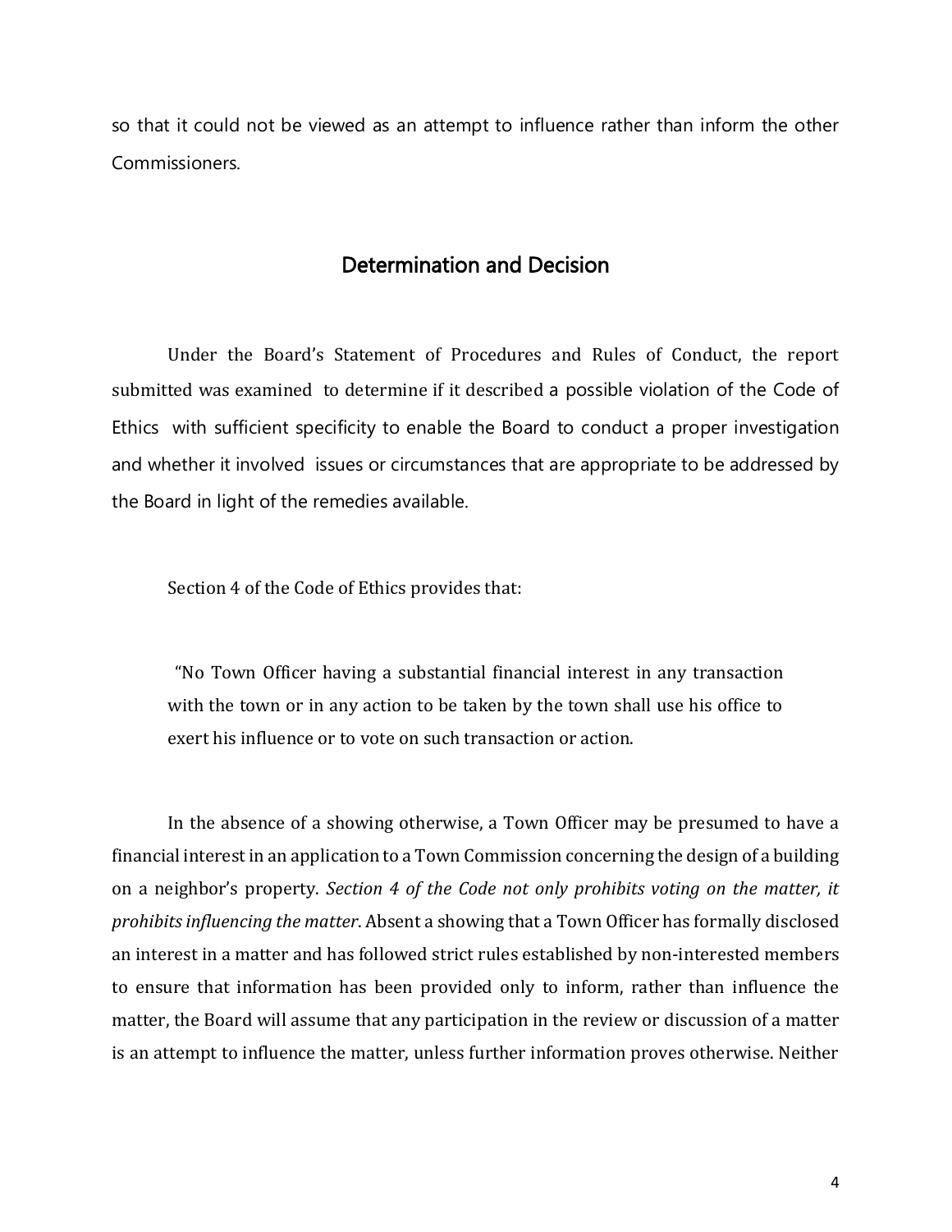so that it could not be viewed as an attempt to influence rather than inform the other Commissioners.

## Determination and Decision

Under the Board's Statement of Procedures and Rules of Conduct, the report submitted was examined to determine if it described a possible violation of the Code of Ethics with sufficient specificity to enable the Board to conduct a proper investigation and whether it involved issues or circumstances that are appropriate to be addressed by the Board in light of the remedies available.

Section 4 of the Code of Ethics provides that:

> "No Town Officer having a substantial financial interest in any transaction with the town or in any action to be taken by the town shall use his office to exert his influence or to vote on such transaction or action.

In the absence of a showing otherwise, a Town Officer may be presumed to have a financial interest in an application to a Town Commission concerning the design of a building on a neighbor's property. *Section 4 of the Code not only prohibits voting on the matter, it prohibits influencing the matter*. Absent a showing that a Town Officer has formally disclosed an interest in a matter and has followed strict rules established by non-interested members to ensure that information has been provided only to inform, rather than influence the matter, the Board will assume that any participation in the review or discussion of a matter is an attempt to influence the matter, unless further information proves otherwise. Neither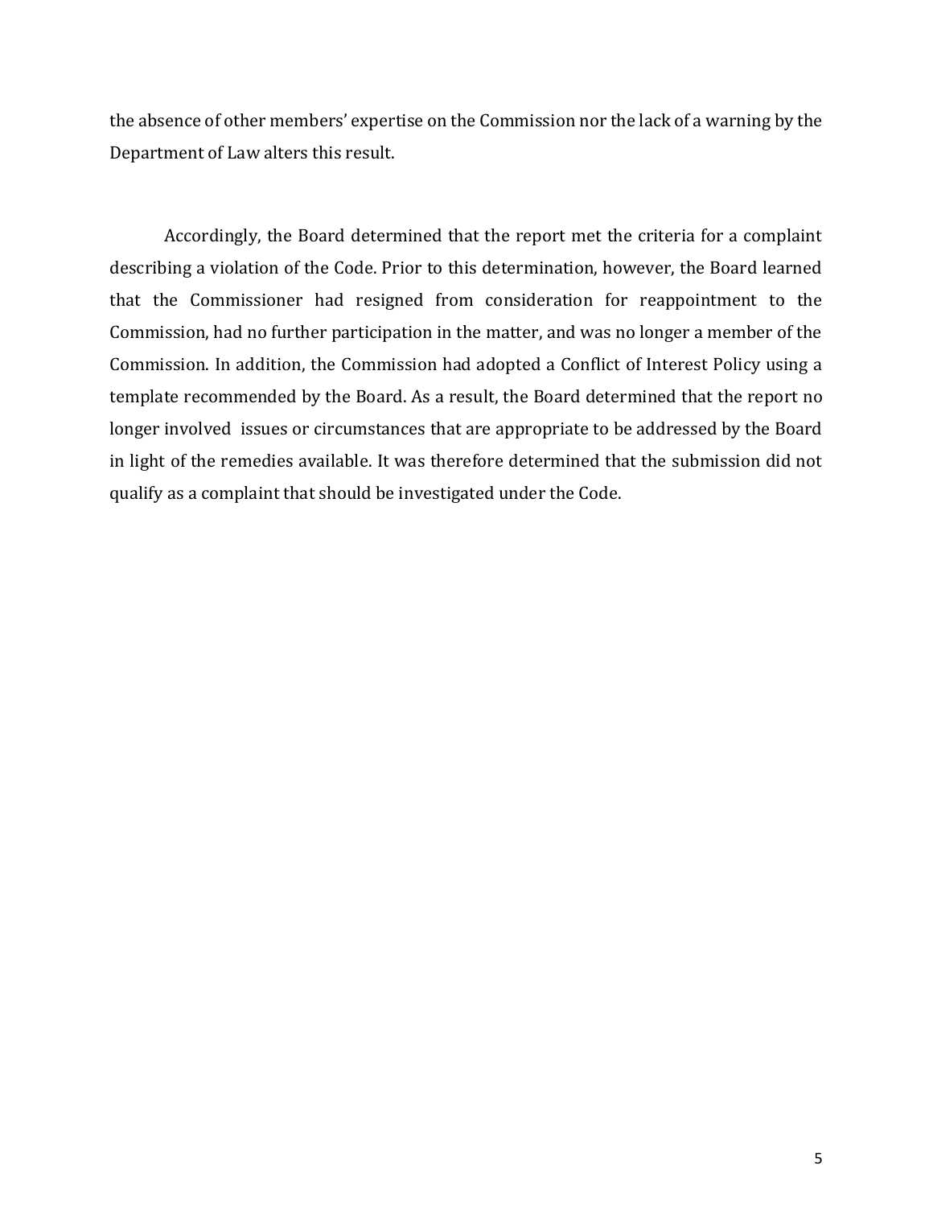the absence of other members' expertise on the Commission nor the lack of a warning by the Department of Law alters this result.

Accordingly, the Board determined that the report met the criteria for a complaint describing a violation of the Code. Prior to this determination, however, the Board learned that the Commissioner had resigned from consideration for reappointment to the Commission, had no further participation in the matter, and was no longer a member of the Commission. In addition, the Commission had adopted a Conflict of Interest Policy using a template recommended by the Board. As a result, the Board determined that the report no longer involved issues or circumstances that are appropriate to be addressed by the Board in light of the remedies available. It was therefore determined that the submission did not qualify as a complaint that should be investigated under the Code.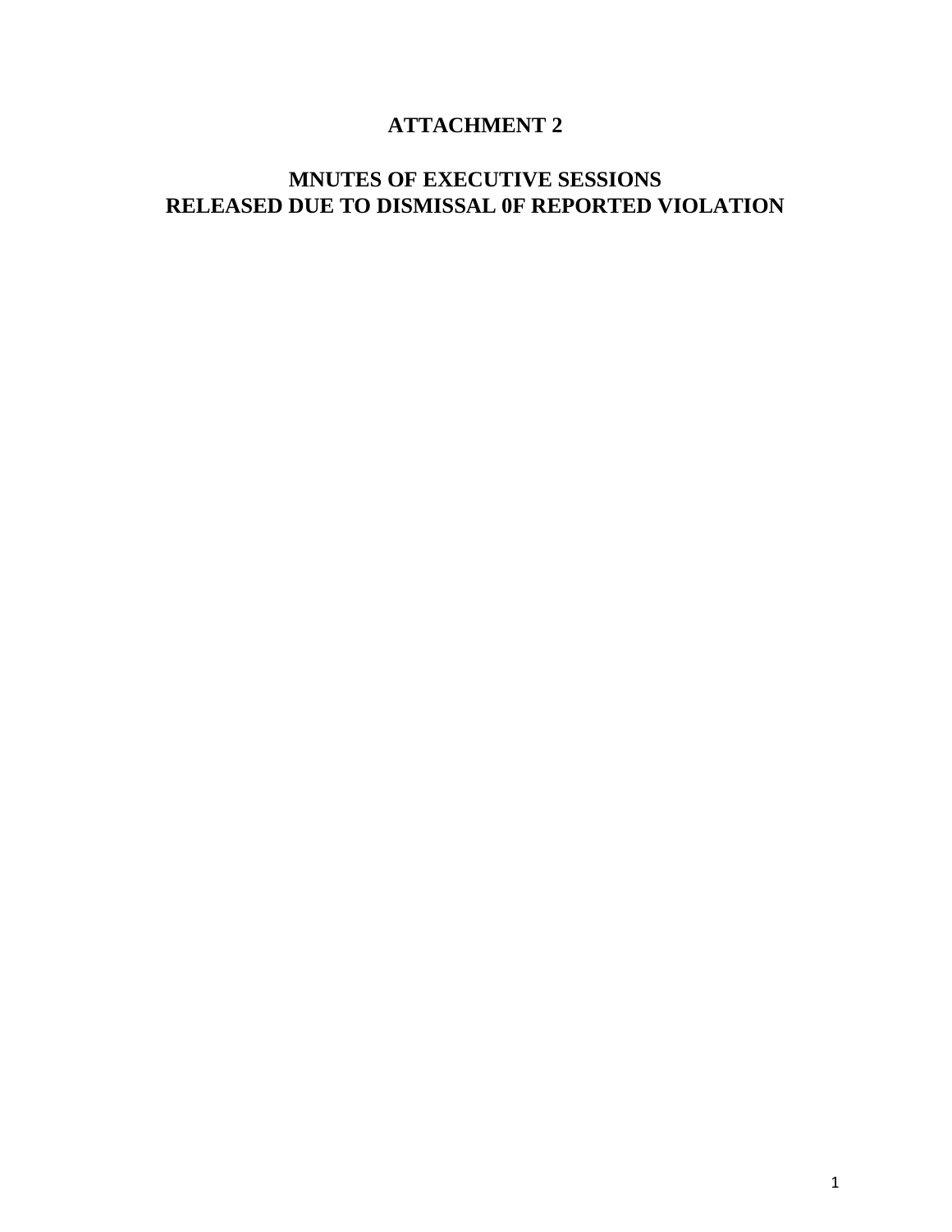# ATTACHMENT 2

## MNUTES OF EXECUTIVE SESSIONS
## RELEASED DUE TO DISMISSAL 0F REPORTED VIOLATION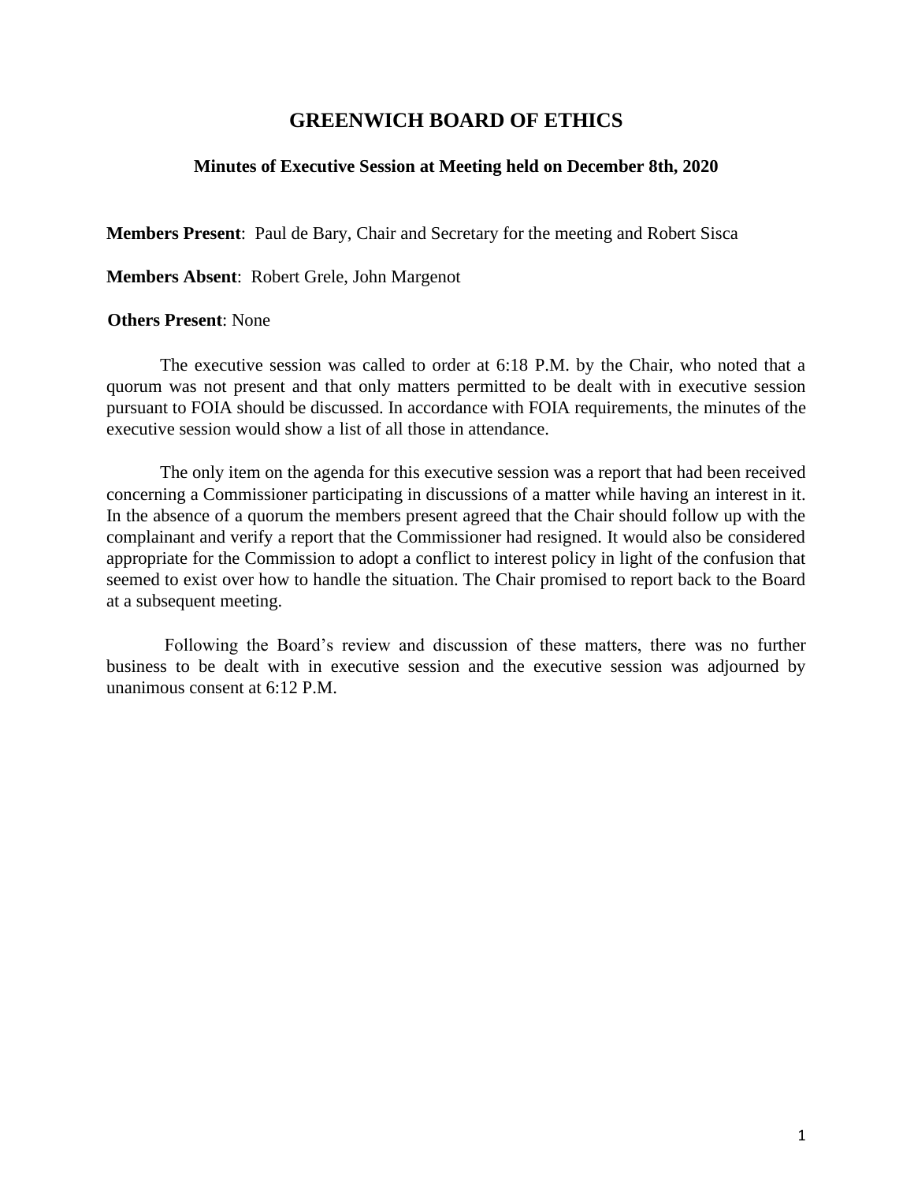# GREENWICH BOARD OF ETHICS

### Minutes of Executive Session at Meeting held on December 8th, 2020

**Members Present**: Paul de Bary, Chair and Secretary for the meeting and Robert Sisca

**Members Absent**: Robert Grele, John Margenot

**Others Present**: None

The executive session was called to order at 6:18 P.M. by the Chair, who noted that a quorum was not present and that only matters permitted to be dealt with in executive session pursuant to FOIA should be discussed. In accordance with FOIA requirements, the minutes of the executive session would show a list of all those in attendance.

The only item on the agenda for this executive session was a report that had been received concerning a Commissioner participating in discussions of a matter while having an interest in it. In the absence of a quorum the members present agreed that the Chair should follow up with the complainant and verify a report that the Commissioner had resigned. It would also be considered appropriate for the Commission to adopt a conflict to interest policy in light of the confusion that seemed to exist over how to handle the situation. The Chair promised to report back to the Board at a subsequent meeting.

Following the Board's review and discussion of these matters, there was no further business to be dealt with in executive session and the executive session was adjourned by unanimous consent at 6:12 P.M.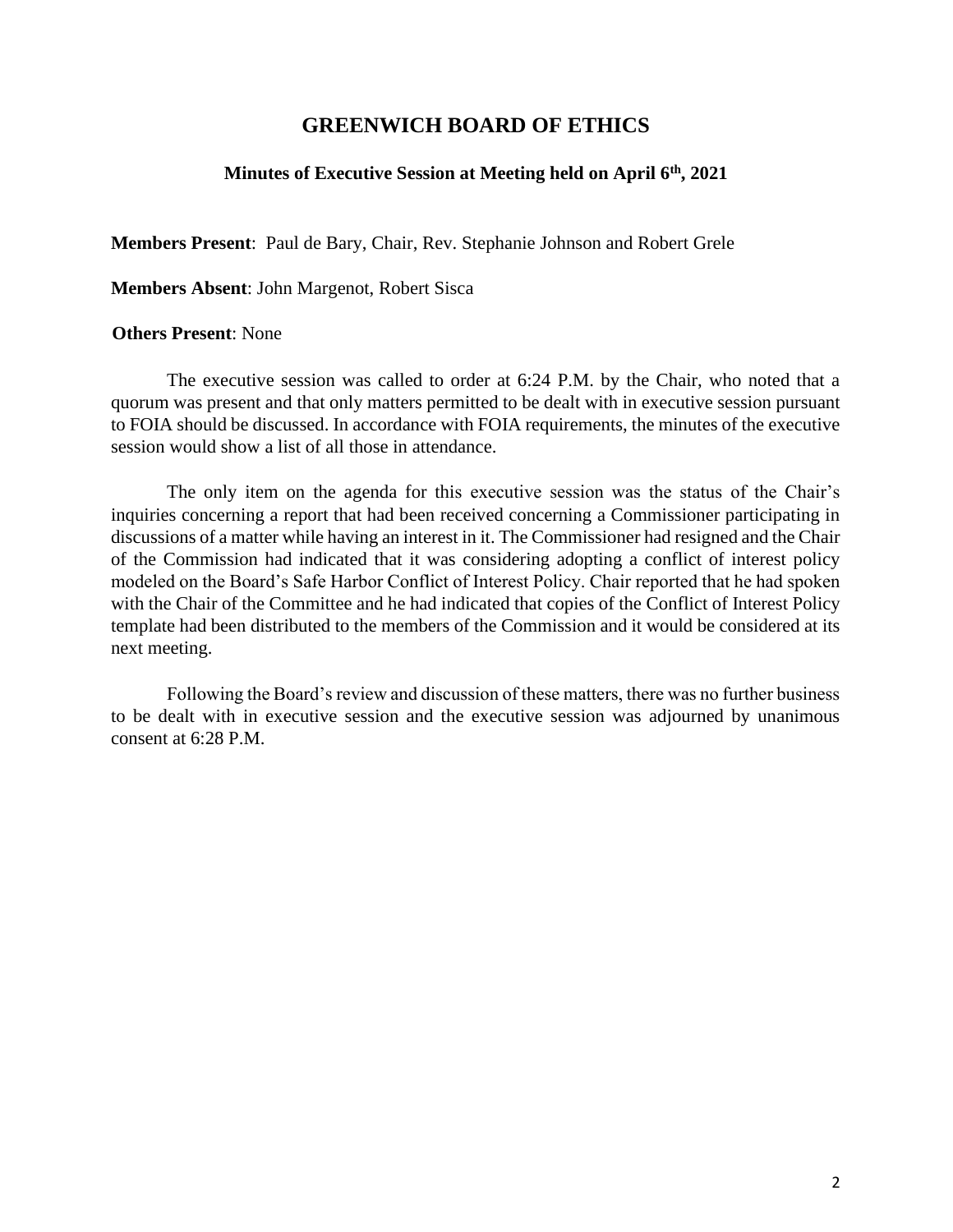# GREENWICH BOARD OF ETHICS

## Minutes of Executive Session at Meeting held on April 6th, 2021

**Members Present**: Paul de Bary, Chair, Rev. Stephanie Johnson and Robert Grele

**Members Absent**: John Margenot, Robert Sisca

**Others Present**: None

The executive session was called to order at 6:24 P.M. by the Chair, who noted that a quorum was present and that only matters permitted to be dealt with in executive session pursuant to FOIA should be discussed. In accordance with FOIA requirements, the minutes of the executive session would show a list of all those in attendance.

The only item on the agenda for this executive session was the status of the Chair's inquiries concerning a report that had been received concerning a Commissioner participating in discussions of a matter while having an interest in it. The Commissioner had resigned and the Chair of the Commission had indicated that it was considering adopting a conflict of interest policy modeled on the Board's Safe Harbor Conflict of Interest Policy. Chair reported that he had spoken with the Chair of the Committee and he had indicated that copies of the Conflict of Interest Policy template had been distributed to the members of the Commission and it would be considered at its next meeting.

Following the Board's review and discussion of these matters, there was no further business to be dealt with in executive session and the executive session was adjourned by unanimous consent at 6:28 P.M.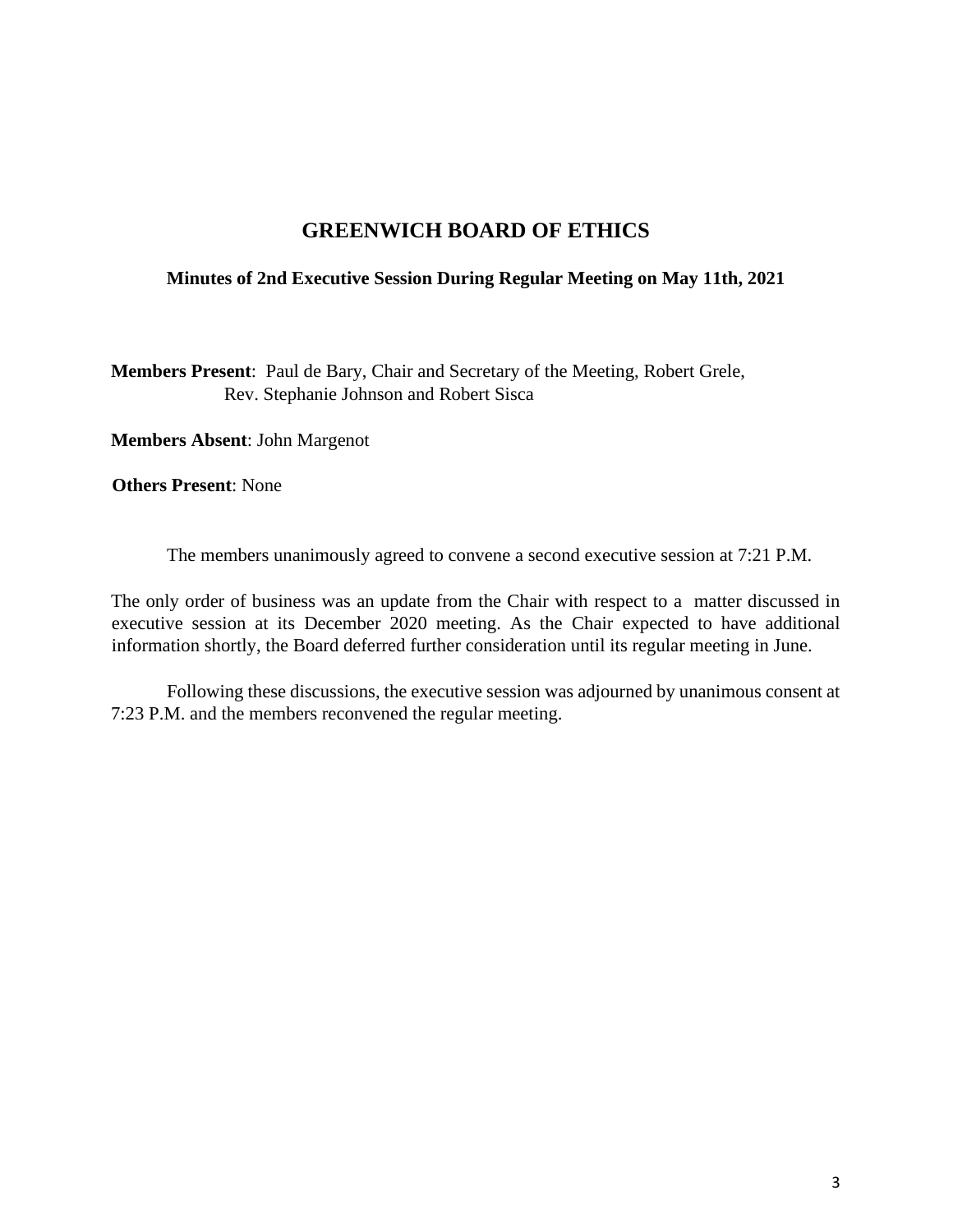# GREENWICH BOARD OF ETHICS

### Minutes of 2nd Executive Session During Regular Meeting on May 11th, 2021

**Members Present**: Paul de Bary, Chair and Secretary of the Meeting, Robert Grele, Rev. Stephanie Johnson and Robert Sisca

**Members Absent**: John Margenot

**Others Present**: None

The members unanimously agreed to convene a second executive session at 7:21 P.M.

The only order of business was an update from the Chair with respect to a matter discussed in executive session at its December 2020 meeting. As the Chair expected to have additional information shortly, the Board deferred further consideration until its regular meeting in June.

Following these discussions, the executive session was adjourned by unanimous consent at 7:23 P.M. and the members reconvened the regular meeting.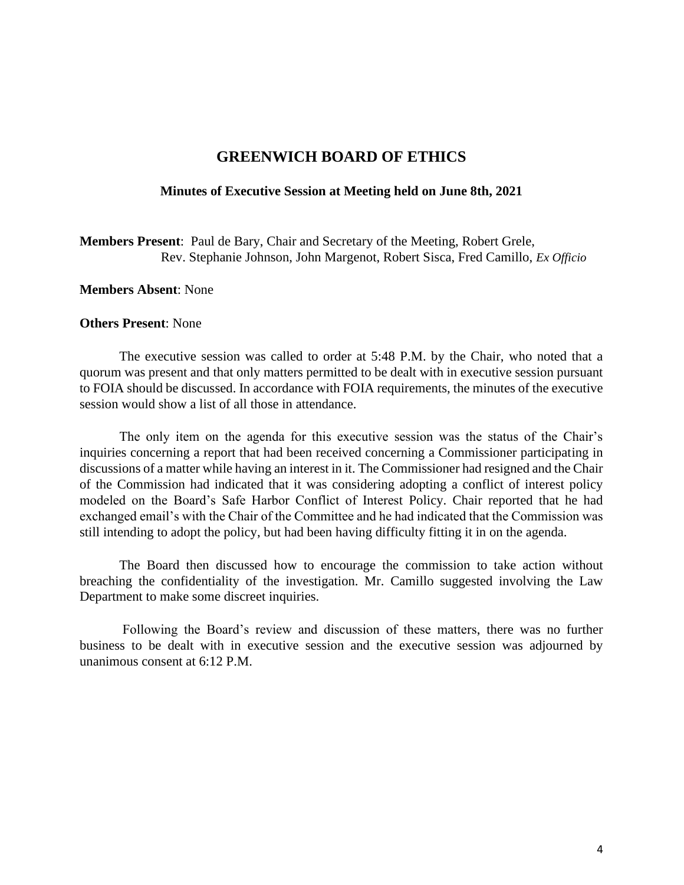# GREENWICH BOARD OF ETHICS

### Minutes of Executive Session at Meeting held on June 8th, 2021

**Members Present**: Paul de Bary, Chair and Secretary of the Meeting, Robert Grele, Rev. Stephanie Johnson, John Margenot, Robert Sisca, Fred Camillo, *Ex Officio*

**Members Absent**: None

**Others Present**: None

The executive session was called to order at 5:48 P.M. by the Chair, who noted that a quorum was present and that only matters permitted to be dealt with in executive session pursuant to FOIA should be discussed. In accordance with FOIA requirements, the minutes of the executive session would show a list of all those in attendance.

The only item on the agenda for this executive session was the status of the Chair's inquiries concerning a report that had been received concerning a Commissioner participating in discussions of a matter while having an interest in it. The Commissioner had resigned and the Chair of the Commission had indicated that it was considering adopting a conflict of interest policy modeled on the Board's Safe Harbor Conflict of Interest Policy. Chair reported that he had exchanged email's with the Chair of the Committee and he had indicated that the Commission was still intending to adopt the policy, but had been having difficulty fitting it in on the agenda.

The Board then discussed how to encourage the commission to take action without breaching the confidentiality of the investigation. Mr. Camillo suggested involving the Law Department to make some discreet inquiries.

Following the Board's review and discussion of these matters, there was no further business to be dealt with in executive session and the executive session was adjourned by unanimous consent at 6:12 P.M.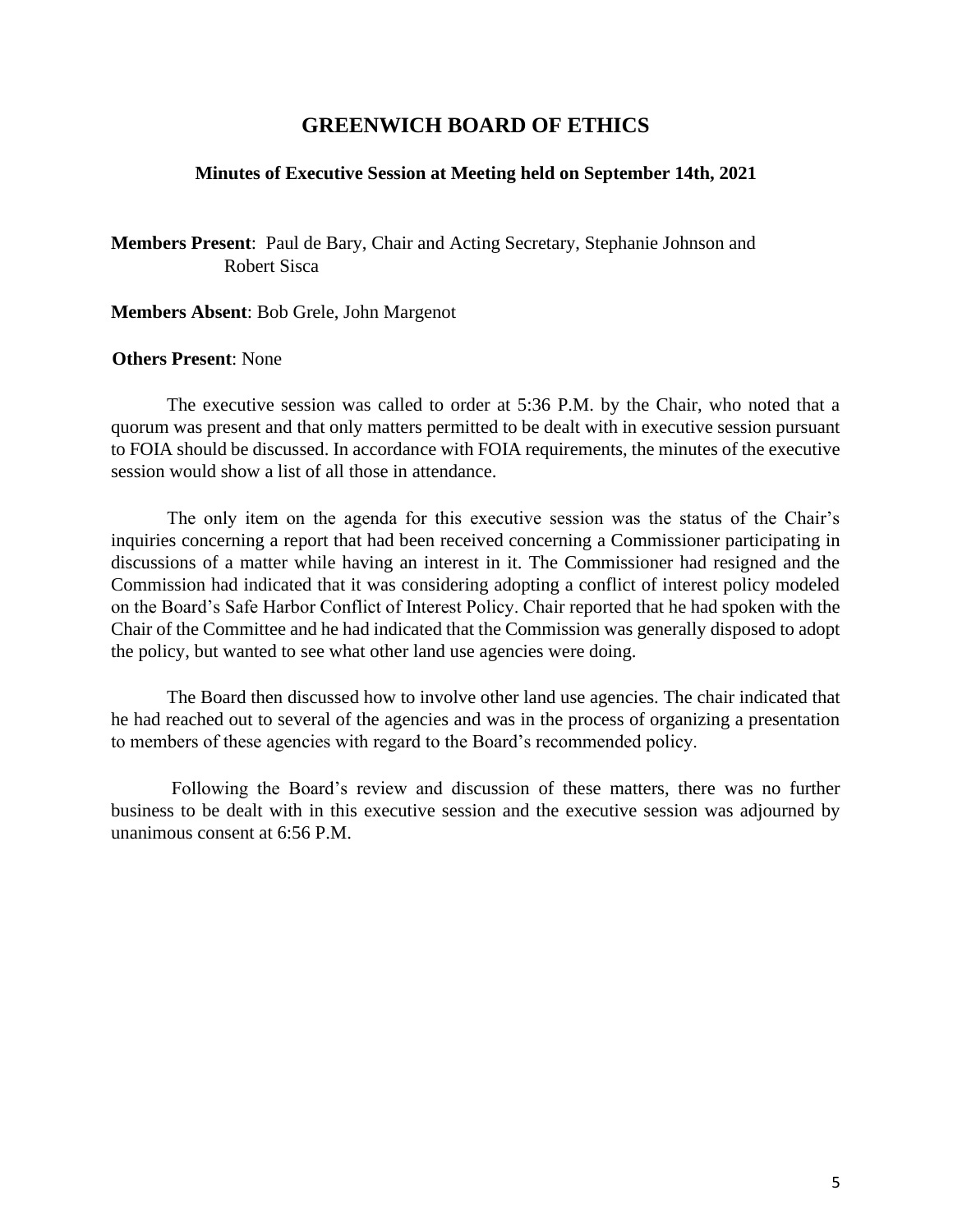# GREENWICH BOARD OF ETHICS

### Minutes of Executive Session at Meeting held on September 14th, 2021

**Members Present**: Paul de Bary, Chair and Acting Secretary, Stephanie Johnson and Robert Sisca

**Members Absent**: Bob Grele, John Margenot

**Others Present**: None

The executive session was called to order at 5:36 P.M. by the Chair, who noted that a quorum was present and that only matters permitted to be dealt with in executive session pursuant to FOIA should be discussed. In accordance with FOIA requirements, the minutes of the executive session would show a list of all those in attendance.

The only item on the agenda for this executive session was the status of the Chair's inquiries concerning a report that had been received concerning a Commissioner participating in discussions of a matter while having an interest in it. The Commissioner had resigned and the Commission had indicated that it was considering adopting a conflict of interest policy modeled on the Board's Safe Harbor Conflict of Interest Policy. Chair reported that he had spoken with the Chair of the Committee and he had indicated that the Commission was generally disposed to adopt the policy, but wanted to see what other land use agencies were doing.

The Board then discussed how to involve other land use agencies. The chair indicated that he had reached out to several of the agencies and was in the process of organizing a presentation to members of these agencies with regard to the Board's recommended policy.

Following the Board's review and discussion of these matters, there was no further business to be dealt with in this executive session and the executive session was adjourned by unanimous consent at 6:56 P.M.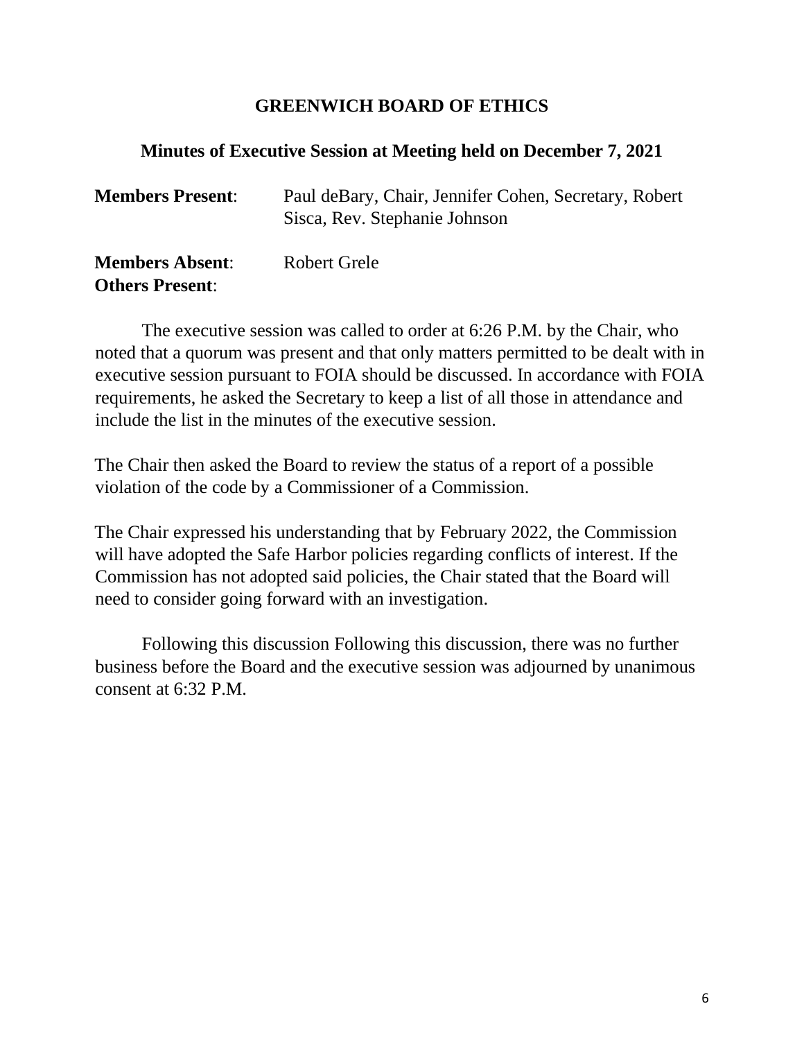## GREENWICH BOARD OF ETHICS

### Minutes of Executive Session at Meeting held on December 7, 2021

**Members Present**: Paul deBary, Chair, Jennifer Cohen, Secretary, Robert Sisca, Rev. Stephanie Johnson

**Members Absent**: Robert Grele

**Others Present**:

The executive session was called to order at 6:26 P.M. by the Chair, who noted that a quorum was present and that only matters permitted to be dealt with in executive session pursuant to FOIA should be discussed. In accordance with FOIA requirements, he asked the Secretary to keep a list of all those in attendance and include the list in the minutes of the executive session.

The Chair then asked the Board to review the status of a report of a possible violation of the code by a Commissioner of a Commission.

The Chair expressed his understanding that by February 2022, the Commission will have adopted the Safe Harbor policies regarding conflicts of interest. If the Commission has not adopted said policies, the Chair stated that the Board will need to consider going forward with an investigation.

Following this discussion Following this discussion, there was no further business before the Board and the executive session was adjourned by unanimous consent at 6:32 P.M.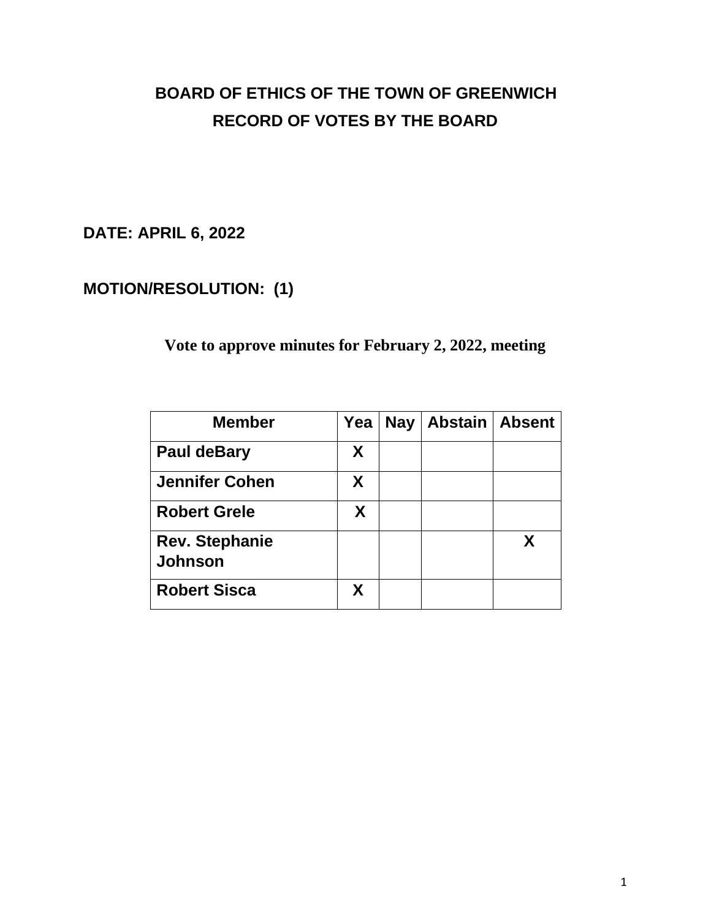# BOARD OF ETHICS OF THE TOWN OF GREENWICH
# RECORD OF VOTES BY THE BOARD

**DATE: APRIL 6, 2022**

**MOTION/RESOLUTION: (1)**

**Vote to approve minutes for February 2, 2022, meeting**

| Member | Yea | Nay | Abstain | Absent |
|---|---|---|---|---|
| **Paul deBary** | X | | | |
| **Jennifer Cohen** | X | | | |
| **Robert Grele** | X | | | |
| **Rev. Stephanie Johnson** | | | | X |
| **Robert Sisca** | X | | | |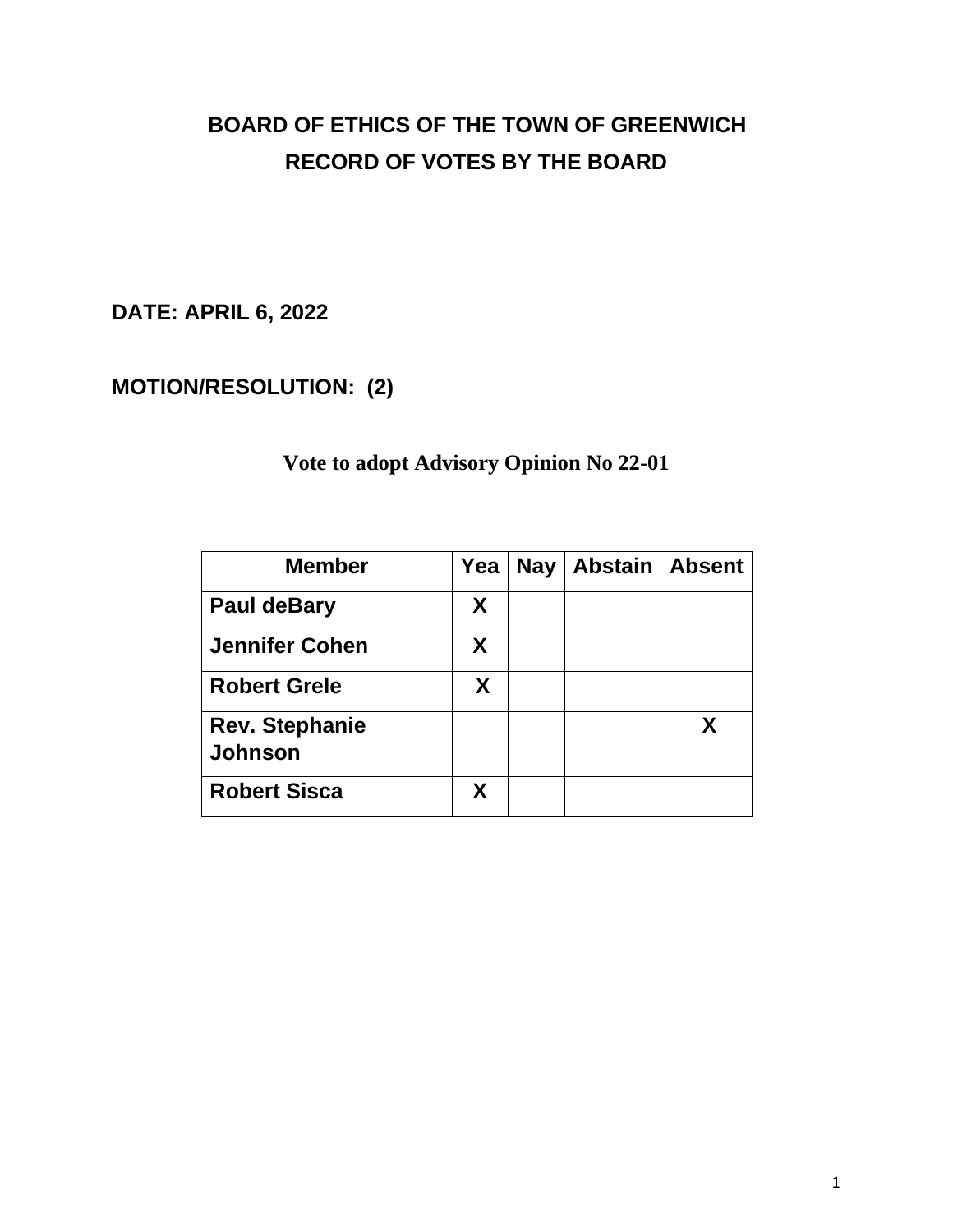# BOARD OF ETHICS OF THE TOWN OF GREENWICH
# RECORD OF VOTES BY THE BOARD

**DATE: APRIL 6, 2022**

**MOTION/RESOLUTION: (2)**

**Vote to adopt Advisory Opinion No 22-01**

| Member | Yea | Nay | Abstain | Absent |
|---|---|---|---|---|
| Paul deBary | X | | | |
| Jennifer Cohen | X | | | |
| Robert Grele | X | | | |
| Rev. Stephanie Johnson | | | | X |
| Robert Sisca | X | | | |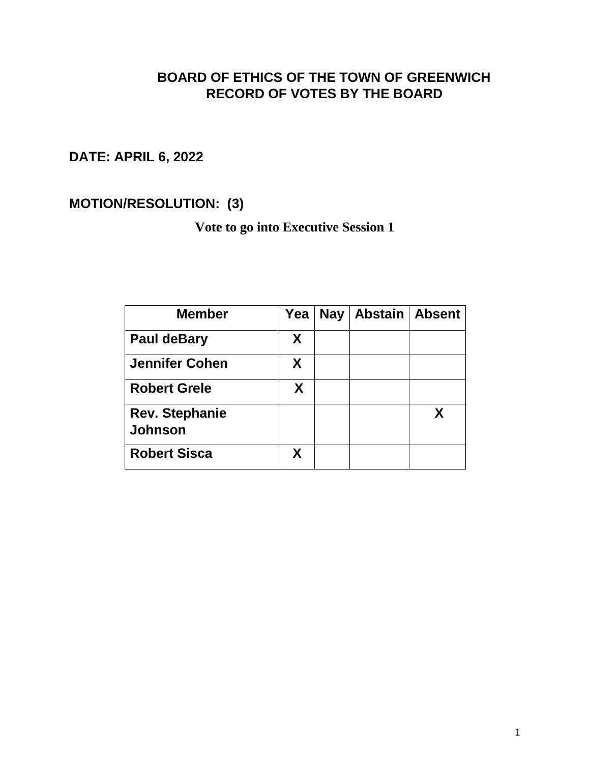**BOARD OF ETHICS OF THE TOWN OF GREENWICH**
**RECORD OF VOTES BY THE BOARD**

**DATE: APRIL 6, 2022**

**MOTION/RESOLUTION: (3)**

**Vote to go into Executive Session 1**

| Member | Yea | Nay | Abstain | Absent |
|---|---|---|---|---|
| Paul deBary | X | | | |
| Jennifer Cohen | X | | | |
| Robert Grele | X | | | |
| Rev. Stephanie Johnson | | | | X |
| Robert Sisca | X | | | |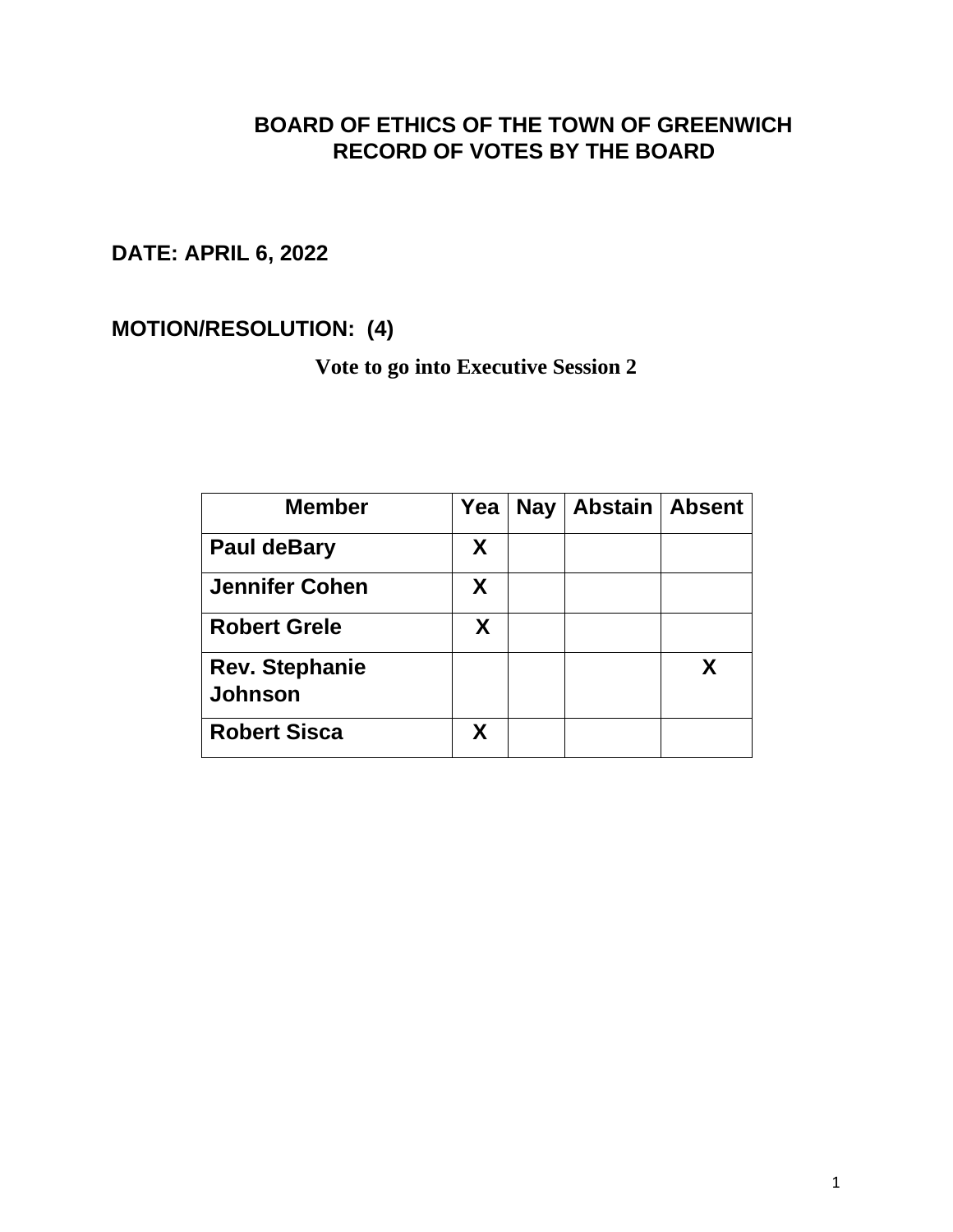# BOARD OF ETHICS OF THE TOWN OF GREENWICH
# RECORD OF VOTES BY THE BOARD

**DATE: APRIL 6, 2022**

**MOTION/RESOLUTION: (4)**

**Vote to go into Executive Session 2**

| Member | Yea | Nay | Abstain | Absent |
|---|---|---|---|---|
| **Paul deBary** | X | | | |
| **Jennifer Cohen** | X | | | |
| **Robert Grele** | X | | | |
| **Rev. Stephanie Johnson** | | | | X |
| **Robert Sisca** | X | | | |